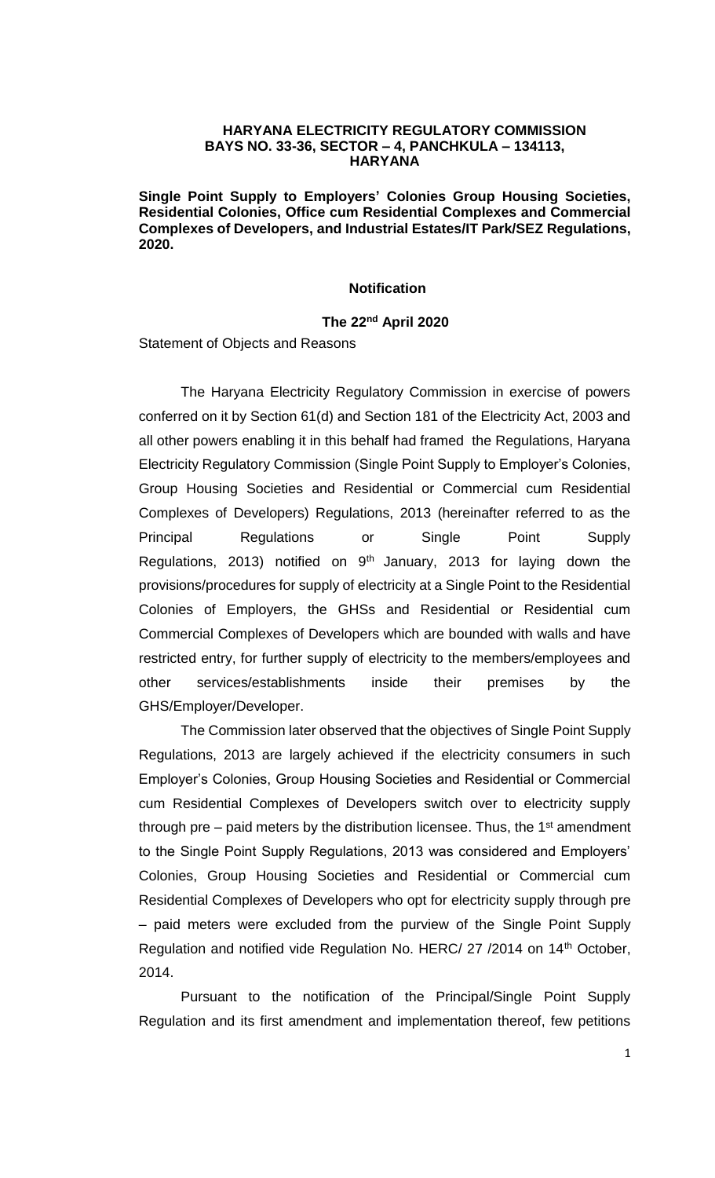**HARYANA ELECTRICITY REGULATORY COMMISSION**
**BAYS NO. 33-36, SECTOR – 4, PANCHKULA – 134113, HARYANA**

**Single Point Supply to Employers' Colonies Group Housing Societies, Residential Colonies, Office cum Residential Complexes and Commercial Complexes of Developers, and Industrial Estates/IT Park/SEZ Regulations, 2020.**

**Notification**

**The 22nd April 2020**

Statement of Objects and Reasons

The Haryana Electricity Regulatory Commission in exercise of powers conferred on it by Section 61(d) and Section 181 of the Electricity Act, 2003 and all other powers enabling it in this behalf had framed the Regulations, Haryana Electricity Regulatory Commission (Single Point Supply to Employer's Colonies, Group Housing Societies and Residential or Commercial cum Residential Complexes of Developers) Regulations, 2013 (hereinafter referred to as the Principal Regulations or Single Point Supply Regulations, 2013) notified on 9th January, 2013 for laying down the provisions/procedures for supply of electricity at a Single Point to the Residential Colonies of Employers, the GHSs and Residential or Residential cum Commercial Complexes of Developers which are bounded with walls and have restricted entry, for further supply of electricity to the members/employees and other services/establishments inside their premises by the GHS/Employer/Developer.

The Commission later observed that the objectives of Single Point Supply Regulations, 2013 are largely achieved if the electricity consumers in such Employer's Colonies, Group Housing Societies and Residential or Commercial cum Residential Complexes of Developers switch over to electricity supply through pre – paid meters by the distribution licensee. Thus, the 1st amendment to the Single Point Supply Regulations, 2013 was considered and Employers' Colonies, Group Housing Societies and Residential or Commercial cum Residential Complexes of Developers who opt for electricity supply through pre – paid meters were excluded from the purview of the Single Point Supply Regulation and notified vide Regulation No. HERC/ 27 /2014 on 14th October, 2014.

Pursuant to the notification of the Principal/Single Point Supply Regulation and its first amendment and implementation thereof, few petitions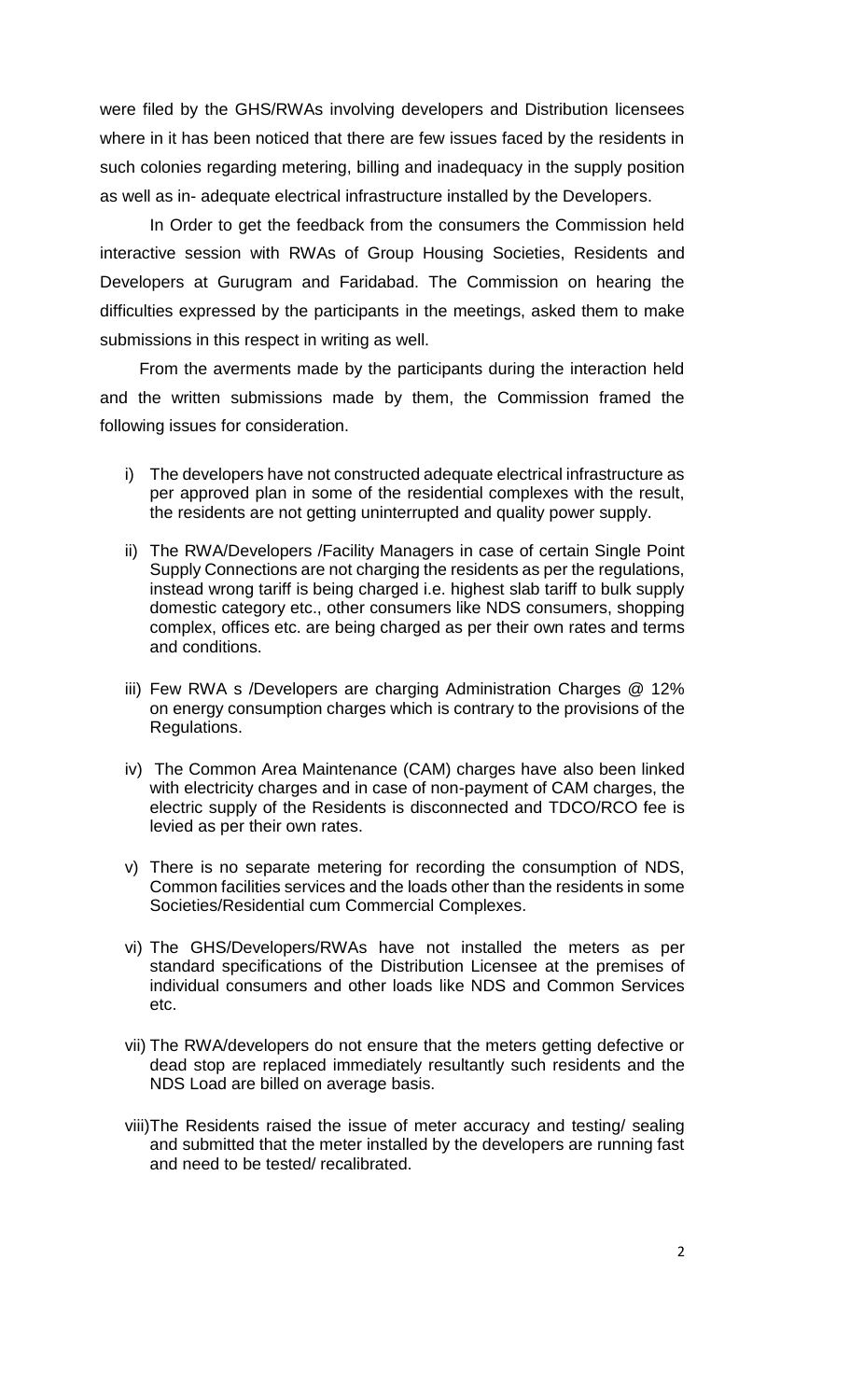were filed by the GHS/RWAs involving developers and Distribution licensees where in it has been noticed that there are few issues faced by the residents in such colonies regarding metering, billing and inadequacy in the supply position as well as in- adequate electrical infrastructure installed by the Developers.

In Order to get the feedback from the consumers the Commission held interactive session with RWAs of Group Housing Societies, Residents and Developers at Gurugram and Faridabad. The Commission on hearing the difficulties expressed by the participants in the meetings, asked them to make submissions in this respect in writing as well.

From the averments made by the participants during the interaction held and the written submissions made by them, the Commission framed the following issues for consideration.

i) The developers have not constructed adequate electrical infrastructure as per approved plan in some of the residential complexes with the result, the residents are not getting uninterrupted and quality power supply.

ii) The RWA/Developers /Facility Managers in case of certain Single Point Supply Connections are not charging the residents as per the regulations, instead wrong tariff is being charged i.e. highest slab tariff to bulk supply domestic category etc., other consumers like NDS consumers, shopping complex, offices etc. are being charged as per their own rates and terms and conditions.

iii) Few RWA s /Developers are charging Administration Charges @ 12% on energy consumption charges which is contrary to the provisions of the Regulations.

iv) The Common Area Maintenance (CAM) charges have also been linked with electricity charges and in case of non-payment of CAM charges, the electric supply of the Residents is disconnected and TDCO/RCO fee is levied as per their own rates.

v) There is no separate metering for recording the consumption of NDS, Common facilities services and the loads other than the residents in some Societies/Residential cum Commercial Complexes.

vi) The GHS/Developers/RWAs have not installed the meters as per standard specifications of the Distribution Licensee at the premises of individual consumers and other loads like NDS and Common Services etc.

vii) The RWA/developers do not ensure that the meters getting defective or dead stop are replaced immediately resultantly such residents and the NDS Load are billed on average basis.

viii) The Residents raised the issue of meter accuracy and testing/ sealing and submitted that the meter installed by the developers are running fast and need to be tested/ recalibrated.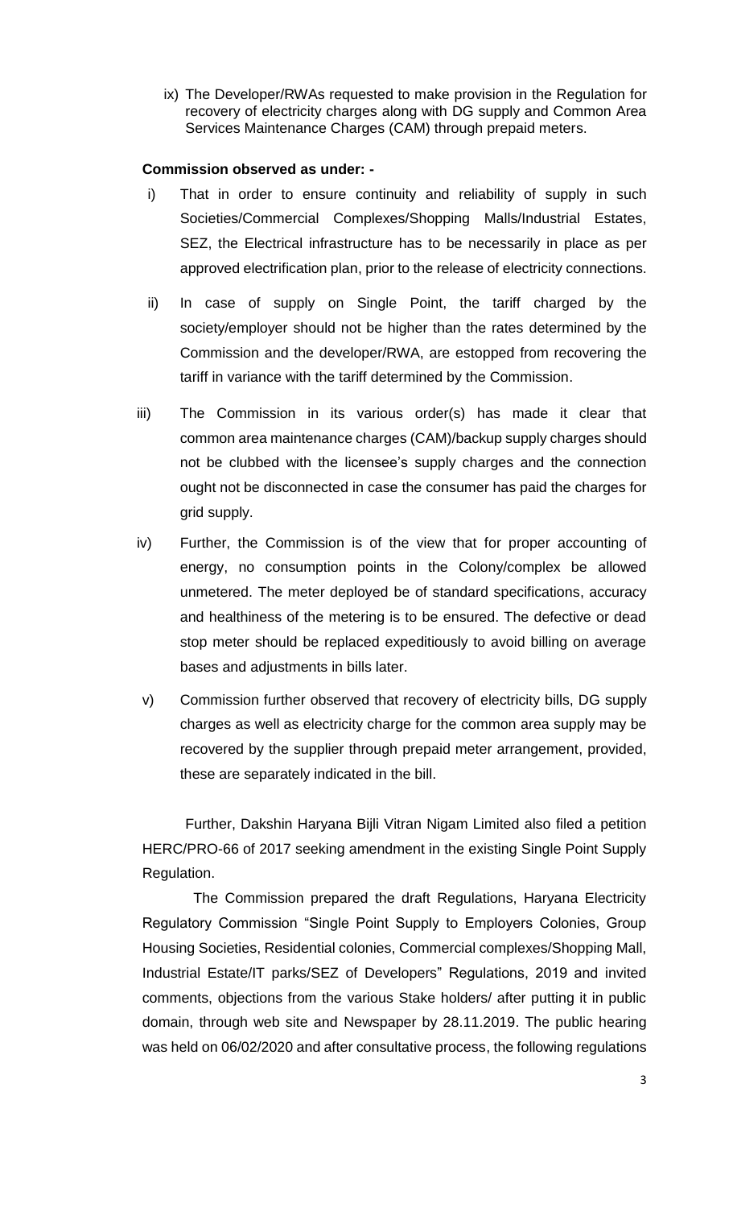ix) The Developer/RWAs requested to make provision in the Regulation for recovery of electricity charges along with DG supply and Common Area Services Maintenance Charges (CAM) through prepaid meters.

**Commission observed as under: -**

i) That in order to ensure continuity and reliability of supply in such Societies/Commercial Complexes/Shopping Malls/Industrial Estates, SEZ, the Electrical infrastructure has to be necessarily in place as per approved electrification plan, prior to the release of electricity connections.

ii) In case of supply on Single Point, the tariff charged by the society/employer should not be higher than the rates determined by the Commission and the developer/RWA, are estopped from recovering the tariff in variance with the tariff determined by the Commission.

iii) The Commission in its various order(s) has made it clear that common area maintenance charges (CAM)/backup supply charges should not be clubbed with the licensee's supply charges and the connection ought not be disconnected in case the consumer has paid the charges for grid supply.

iv) Further, the Commission is of the view that for proper accounting of energy, no consumption points in the Colony/complex be allowed unmetered. The meter deployed be of standard specifications, accuracy and healthiness of the metering is to be ensured. The defective or dead stop meter should be replaced expeditiously to avoid billing on average bases and adjustments in bills later.

v) Commission further observed that recovery of electricity bills, DG supply charges as well as electricity charge for the common area supply may be recovered by the supplier through prepaid meter arrangement, provided, these are separately indicated in the bill.

Further, Dakshin Haryana Bijli Vitran Nigam Limited also filed a petition HERC/PRO-66 of 2017 seeking amendment in the existing Single Point Supply Regulation.

The Commission prepared the draft Regulations, Haryana Electricity Regulatory Commission "Single Point Supply to Employers Colonies, Group Housing Societies, Residential colonies, Commercial complexes/Shopping Mall, Industrial Estate/IT parks/SEZ of Developers" Regulations, 2019 and invited comments, objections from the various Stake holders/ after putting it in public domain, through web site and Newspaper by 28.11.2019. The public hearing was held on 06/02/2020 and after consultative process, the following regulations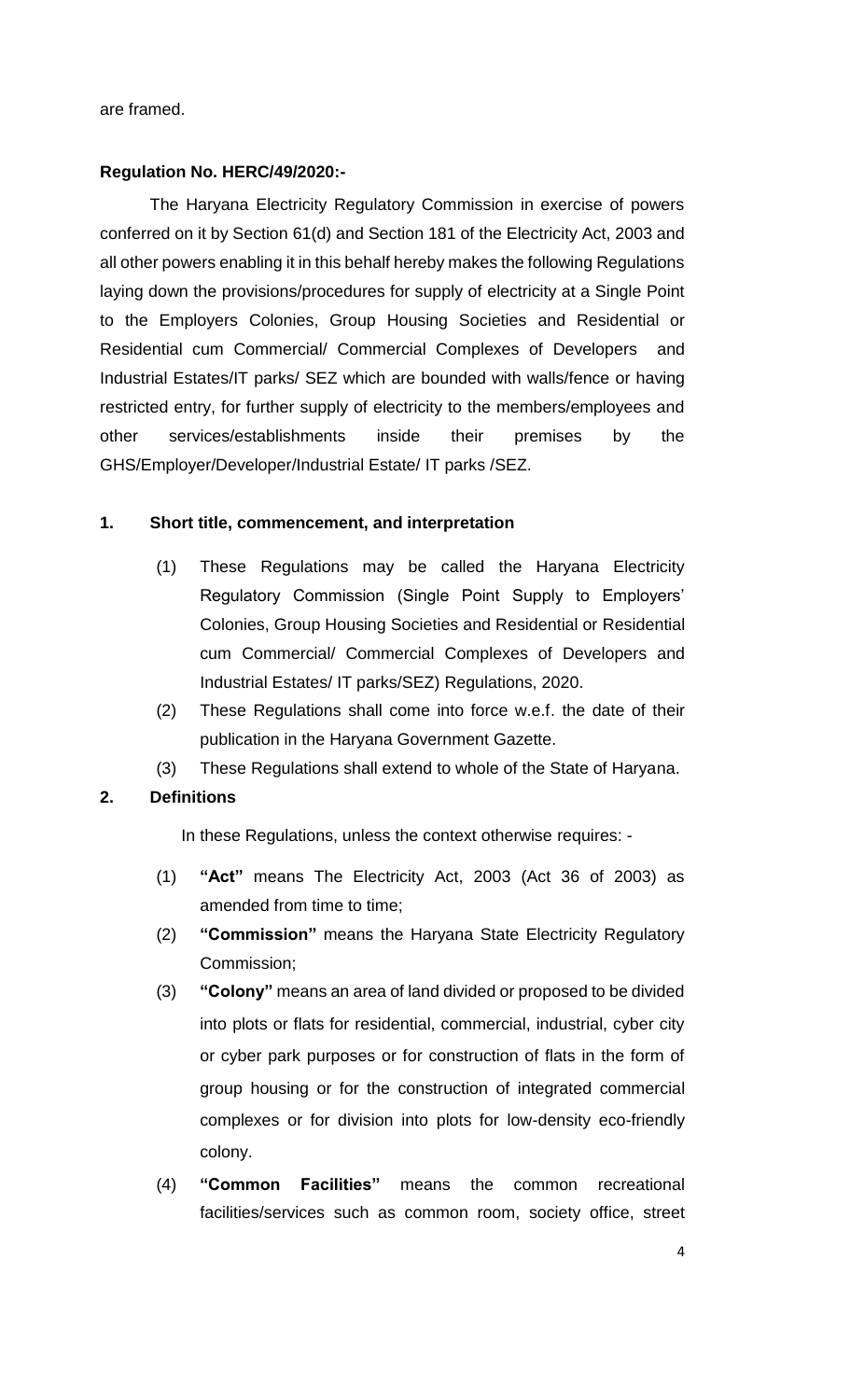are framed.

**Regulation No. HERC/49/2020:-**

The Haryana Electricity Regulatory Commission in exercise of powers conferred on it by Section 61(d) and Section 181 of the Electricity Act, 2003 and all other powers enabling it in this behalf hereby makes the following Regulations laying down the provisions/procedures for supply of electricity at a Single Point to the Employers Colonies, Group Housing Societies and Residential or Residential cum Commercial/ Commercial Complexes of Developers and Industrial Estates/IT parks/ SEZ which are bounded with walls/fence or having restricted entry, for further supply of electricity to the members/employees and other services/establishments inside their premises by the GHS/Employer/Developer/Industrial Estate/ IT parks /SEZ.

**1. Short title, commencement, and interpretation**

(1) These Regulations may be called the Haryana Electricity Regulatory Commission (Single Point Supply to Employers' Colonies, Group Housing Societies and Residential or Residential cum Commercial/ Commercial Complexes of Developers and Industrial Estates/ IT parks/SEZ) Regulations, 2020.

(2) These Regulations shall come into force w.e.f. the date of their publication in the Haryana Government Gazette.

(3) These Regulations shall extend to whole of the State of Haryana.

**2. Definitions**

In these Regulations, unless the context otherwise requires: -

(1) **"Act"** means The Electricity Act, 2003 (Act 36 of 2003) as amended from time to time;

(2) **"Commission"** means the Haryana State Electricity Regulatory Commission;

(3) **"Colony"** means an area of land divided or proposed to be divided into plots or flats for residential, commercial, industrial, cyber city or cyber park purposes or for construction of flats in the form of group housing or for the construction of integrated commercial complexes or for division into plots for low-density eco-friendly colony.

(4) **"Common Facilities"** means the common recreational facilities/services such as common room, society office, street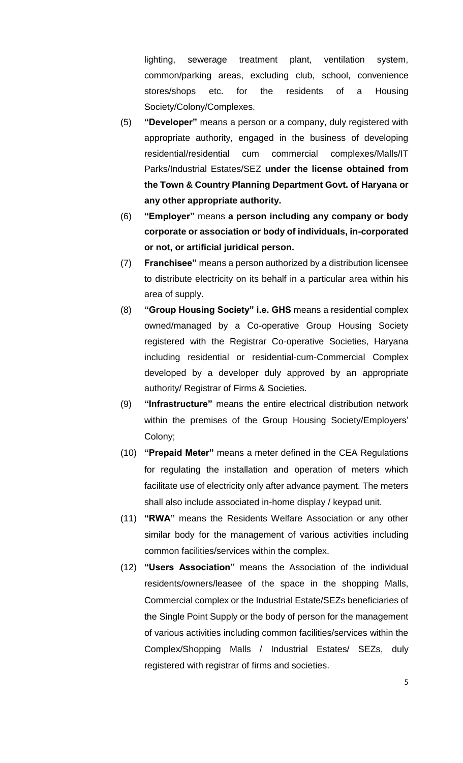lighting, sewerage treatment plant, ventilation system, common/parking areas, excluding club, school, convenience stores/shops etc. for the residents of a Housing Society/Colony/Complexes.

(5) **"Developer"** means a person or a company, duly registered with appropriate authority, engaged in the business of developing residential/residential cum commercial complexes/Malls/IT Parks/Industrial Estates/SEZ **under the license obtained from the Town & Country Planning Department Govt. of Haryana or any other appropriate authority.**

(6) **"Employer"** means **a person including any company or body corporate or association or body of individuals, in-corporated or not, or artificial juridical person.**

(7) **Franchisee"** means a person authorized by a distribution licensee to distribute electricity on its behalf in a particular area within his area of supply.

(8) **"Group Housing Society" i.e. GHS** means a residential complex owned/managed by a Co-operative Group Housing Society registered with the Registrar Co-operative Societies, Haryana including residential or residential-cum-Commercial Complex developed by a developer duly approved by an appropriate authority/ Registrar of Firms & Societies.

(9) **"Infrastructure"** means the entire electrical distribution network within the premises of the Group Housing Society/Employers' Colony;

(10) **"Prepaid Meter"** means a meter defined in the CEA Regulations for regulating the installation and operation of meters which facilitate use of electricity only after advance payment. The meters shall also include associated in-home display / keypad unit.

(11) **"RWA"** means the Residents Welfare Association or any other similar body for the management of various activities including common facilities/services within the complex.

(12) **"Users Association"** means the Association of the individual residents/owners/leasee of the space in the shopping Malls, Commercial complex or the Industrial Estate/SEZs beneficiaries of the Single Point Supply or the body of person for the management of various activities including common facilities/services within the Complex/Shopping Malls / Industrial Estates/ SEZs, duly registered with registrar of firms and societies.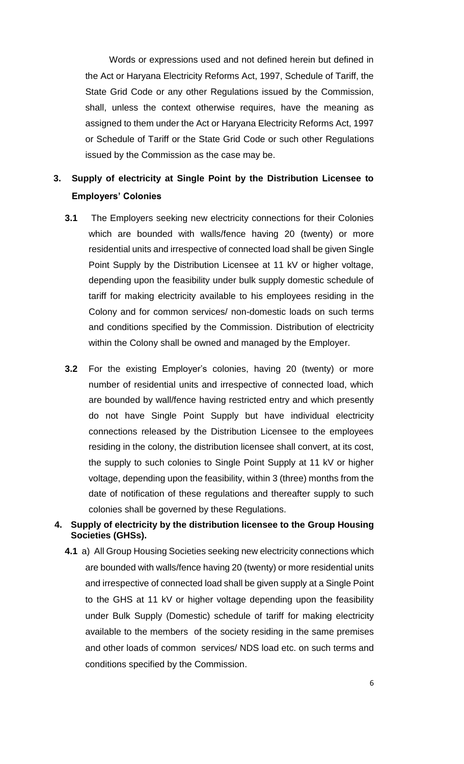Words or expressions used and not defined herein but defined in the Act or Haryana Electricity Reforms Act, 1997, Schedule of Tariff, the State Grid Code or any other Regulations issued by the Commission, shall, unless the context otherwise requires, have the meaning as assigned to them under the Act or Haryana Electricity Reforms Act, 1997 or Schedule of Tariff or the State Grid Code or such other Regulations issued by the Commission as the case may be.

## 3. Supply of electricity at Single Point by the Distribution Licensee to Employers' Colonies

**3.1** The Employers seeking new electricity connections for their Colonies which are bounded with walls/fence having 20 (twenty) or more residential units and irrespective of connected load shall be given Single Point Supply by the Distribution Licensee at 11 kV or higher voltage, depending upon the feasibility under bulk supply domestic schedule of tariff for making electricity available to his employees residing in the Colony and for common services/ non-domestic loads on such terms and conditions specified by the Commission. Distribution of electricity within the Colony shall be owned and managed by the Employer.

**3.2** For the existing Employer's colonies, having 20 (twenty) or more number of residential units and irrespective of connected load, which are bounded by wall/fence having restricted entry and which presently do not have Single Point Supply but have individual electricity connections released by the Distribution Licensee to the employees residing in the colony, the distribution licensee shall convert, at its cost, the supply to such colonies to Single Point Supply at 11 kV or higher voltage, depending upon the feasibility, within 3 (three) months from the date of notification of these regulations and thereafter supply to such colonies shall be governed by these Regulations.

## 4. Supply of electricity by the distribution licensee to the Group Housing Societies (GHSs).

**4.1** a) All Group Housing Societies seeking new electricity connections which are bounded with walls/fence having 20 (twenty) or more residential units and irrespective of connected load shall be given supply at a Single Point to the GHS at 11 kV or higher voltage depending upon the feasibility under Bulk Supply (Domestic) schedule of tariff for making electricity available to the members of the society residing in the same premises and other loads of common services/ NDS load etc. on such terms and conditions specified by the Commission.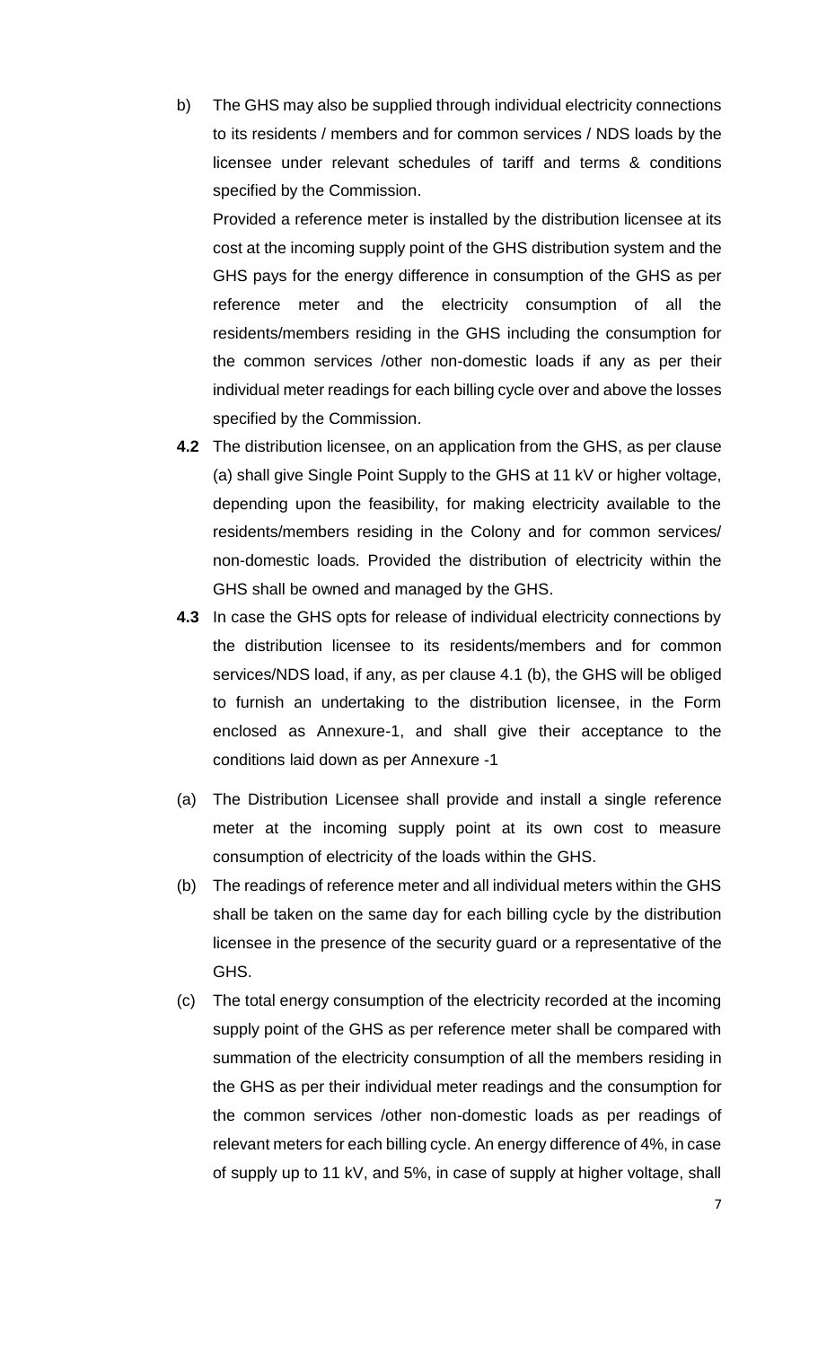b) The GHS may also be supplied through individual electricity connections to its residents / members and for common services / NDS loads by the licensee under relevant schedules of tariff and terms & conditions specified by the Commission.

   Provided a reference meter is installed by the distribution licensee at its cost at the incoming supply point of the GHS distribution system and the GHS pays for the energy difference in consumption of the GHS as per reference meter and the electricity consumption of all the residents/members residing in the GHS including the consumption for the common services /other non-domestic loads if any as per their individual meter readings for each billing cycle over and above the losses specified by the Commission.

**4.2** The distribution licensee, on an application from the GHS, as per clause (a) shall give Single Point Supply to the GHS at 11 kV or higher voltage, depending upon the feasibility, for making electricity available to the residents/members residing in the Colony and for common services/ non-domestic loads. Provided the distribution of electricity within the GHS shall be owned and managed by the GHS.

**4.3** In case the GHS opts for release of individual electricity connections by the distribution licensee to its residents/members and for common services/NDS load, if any, as per clause 4.1 (b), the GHS will be obliged to furnish an undertaking to the distribution licensee, in the Form enclosed as Annexure-1, and shall give their acceptance to the conditions laid down as per Annexure -1

(a) The Distribution Licensee shall provide and install a single reference meter at the incoming supply point at its own cost to measure consumption of electricity of the loads within the GHS.

(b) The readings of reference meter and all individual meters within the GHS shall be taken on the same day for each billing cycle by the distribution licensee in the presence of the security guard or a representative of the GHS.

(c) The total energy consumption of the electricity recorded at the incoming supply point of the GHS as per reference meter shall be compared with summation of the electricity consumption of all the members residing in the GHS as per their individual meter readings and the consumption for the common services /other non-domestic loads as per readings of relevant meters for each billing cycle. An energy difference of 4%, in case of supply up to 11 kV, and 5%, in case of supply at higher voltage, shall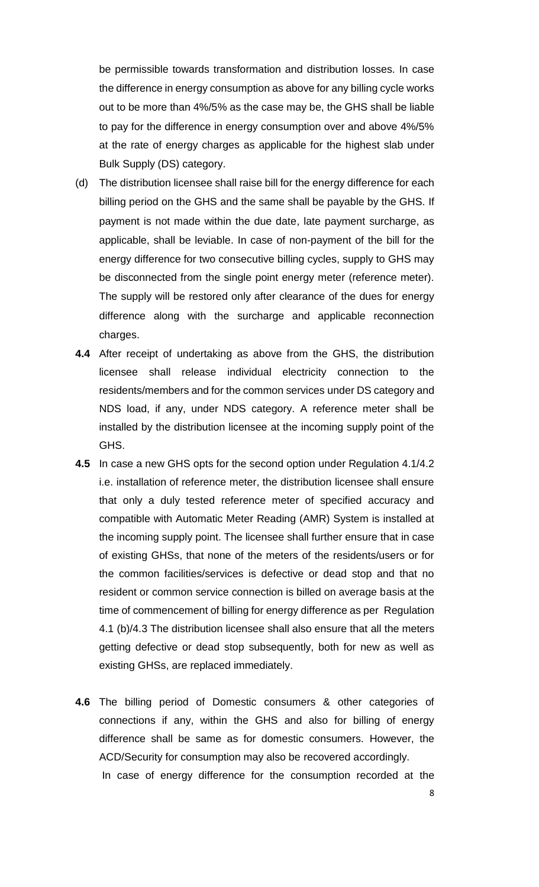be permissible towards transformation and distribution losses. In case the difference in energy consumption as above for any billing cycle works out to be more than 4%/5% as the case may be, the GHS shall be liable to pay for the difference in energy consumption over and above 4%/5% at the rate of energy charges as applicable for the highest slab under Bulk Supply (DS) category.

(d) The distribution licensee shall raise bill for the energy difference for each billing period on the GHS and the same shall be payable by the GHS. If payment is not made within the due date, late payment surcharge, as applicable, shall be leviable. In case of non-payment of the bill for the energy difference for two consecutive billing cycles, supply to GHS may be disconnected from the single point energy meter (reference meter). The supply will be restored only after clearance of the dues for energy difference along with the surcharge and applicable reconnection charges.

**4.4** After receipt of undertaking as above from the GHS, the distribution licensee shall release individual electricity connection to the residents/members and for the common services under DS category and NDS load, if any, under NDS category. A reference meter shall be installed by the distribution licensee at the incoming supply point of the GHS.

**4.5** In case a new GHS opts for the second option under Regulation 4.1/4.2 i.e. installation of reference meter, the distribution licensee shall ensure that only a duly tested reference meter of specified accuracy and compatible with Automatic Meter Reading (AMR) System is installed at the incoming supply point. The licensee shall further ensure that in case of existing GHSs, that none of the meters of the residents/users or for the common facilities/services is defective or dead stop and that no resident or common service connection is billed on average basis at the time of commencement of billing for energy difference as per Regulation 4.1 (b)/4.3 The distribution licensee shall also ensure that all the meters getting defective or dead stop subsequently, both for new as well as existing GHSs, are replaced immediately.

**4.6** The billing period of Domestic consumers & other categories of connections if any, within the GHS and also for billing of energy difference shall be same as for domestic consumers. However, the ACD/Security for consumption may also be recovered accordingly.

In case of energy difference for the consumption recorded at the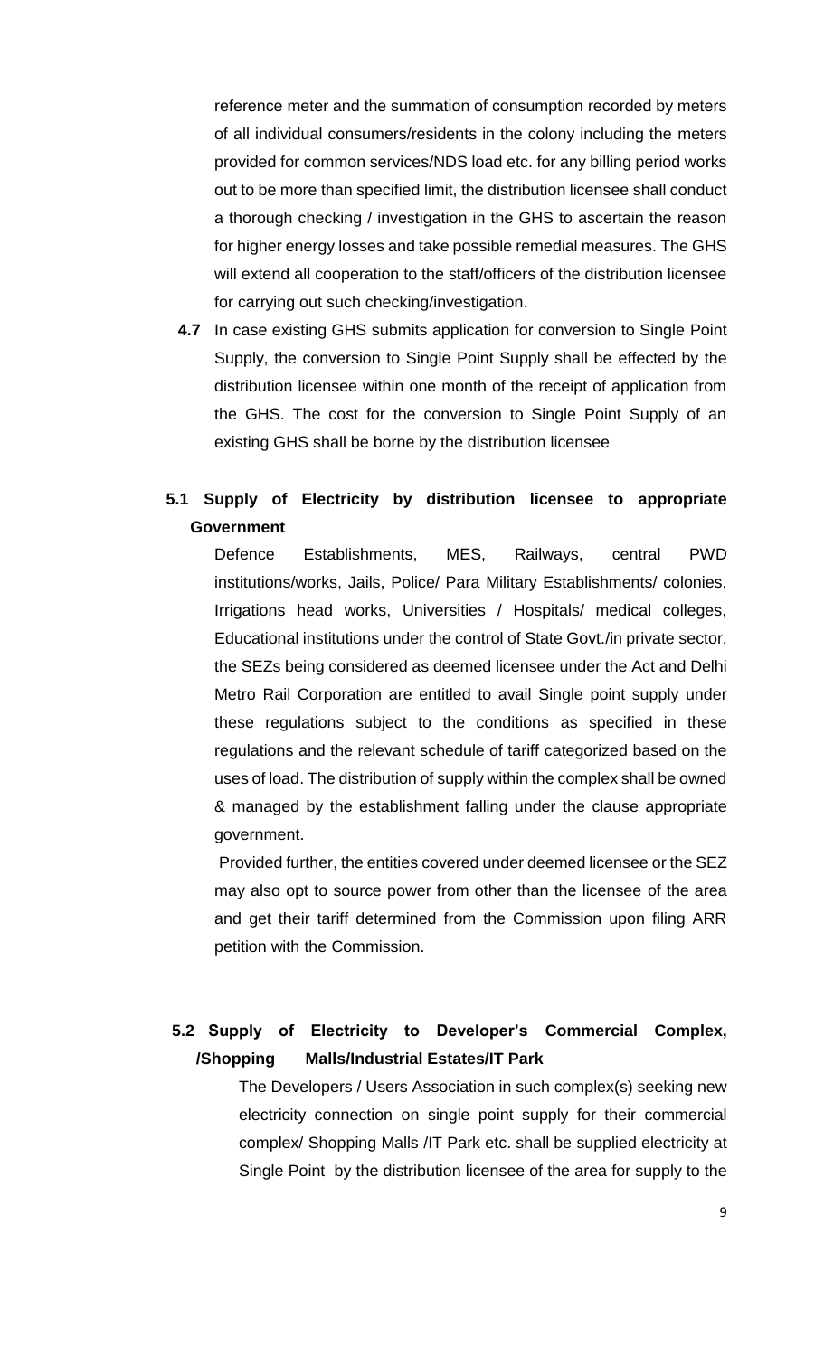reference meter and the summation of consumption recorded by meters of all individual consumers/residents in the colony including the meters provided for common services/NDS load etc. for any billing period works out to be more than specified limit, the distribution licensee shall conduct a thorough checking / investigation in the GHS to ascertain the reason for higher energy losses and take possible remedial measures. The GHS will extend all cooperation to the staff/officers of the distribution licensee for carrying out such checking/investigation.

**4.7** In case existing GHS submits application for conversion to Single Point Supply, the conversion to Single Point Supply shall be effected by the distribution licensee within one month of the receipt of application from the GHS. The cost for the conversion to Single Point Supply of an existing GHS shall be borne by the distribution licensee

**5.1 Supply of Electricity by distribution licensee to appropriate Government**

Defence Establishments, MES, Railways, central PWD institutions/works, Jails, Police/ Para Military Establishments/ colonies, Irrigations head works, Universities / Hospitals/ medical colleges, Educational institutions under the control of State Govt./in private sector, the SEZs being considered as deemed licensee under the Act and Delhi Metro Rail Corporation are entitled to avail Single point supply under these regulations subject to the conditions as specified in these regulations and the relevant schedule of tariff categorized based on the uses of load. The distribution of supply within the complex shall be owned & managed by the establishment falling under the clause appropriate government.

Provided further, the entities covered under deemed licensee or the SEZ may also opt to source power from other than the licensee of the area and get their tariff determined from the Commission upon filing ARR petition with the Commission.

**5.2 Supply of Electricity to Developer's Commercial Complex, /Shopping Malls/Industrial Estates/IT Park**

The Developers / Users Association in such complex(s) seeking new electricity connection on single point supply for their commercial complex/ Shopping Malls /IT Park etc. shall be supplied electricity at Single Point by the distribution licensee of the area for supply to the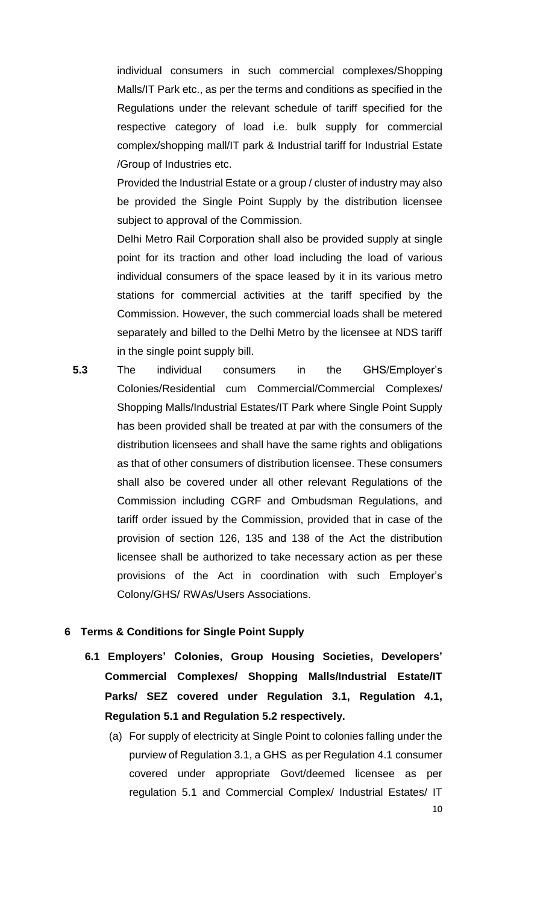individual consumers in such commercial complexes/Shopping Malls/IT Park etc., as per the terms and conditions as specified in the Regulations under the relevant schedule of tariff specified for the respective category of load i.e. bulk supply for commercial complex/shopping mall/IT park & Industrial tariff for Industrial Estate /Group of Industries etc.

Provided the Industrial Estate or a group / cluster of industry may also be provided the Single Point Supply by the distribution licensee subject to approval of the Commission.

Delhi Metro Rail Corporation shall also be provided supply at single point for its traction and other load including the load of various individual consumers of the space leased by it in its various metro stations for commercial activities at the tariff specified by the Commission. However, the such commercial loads shall be metered separately and billed to the Delhi Metro by the licensee at NDS tariff in the single point supply bill.

**5.3** The individual consumers in the GHS/Employer's Colonies/Residential cum Commercial/Commercial Complexes/ Shopping Malls/Industrial Estates/IT Park where Single Point Supply has been provided shall be treated at par with the consumers of the distribution licensees and shall have the same rights and obligations as that of other consumers of distribution licensee. These consumers shall also be covered under all other relevant Regulations of the Commission including CGRF and Ombudsman Regulations, and tariff order issued by the Commission, provided that in case of the provision of section 126, 135 and 138 of the Act the distribution licensee shall be authorized to take necessary action as per these provisions of the Act in coordination with such Employer's Colony/GHS/ RWAs/Users Associations.

## 6 Terms & Conditions for Single Point Supply

### 6.1 Employers' Colonies, Group Housing Societies, Developers' Commercial Complexes/ Shopping Malls/Industrial Estate/IT Parks/ SEZ covered under Regulation 3.1, Regulation 4.1, Regulation 5.1 and Regulation 5.2 respectively.

(a) For supply of electricity at Single Point to colonies falling under the purview of Regulation 3.1, a GHS as per Regulation 4.1 consumer covered under appropriate Govt/deemed licensee as per regulation 5.1 and Commercial Complex/ Industrial Estates/ IT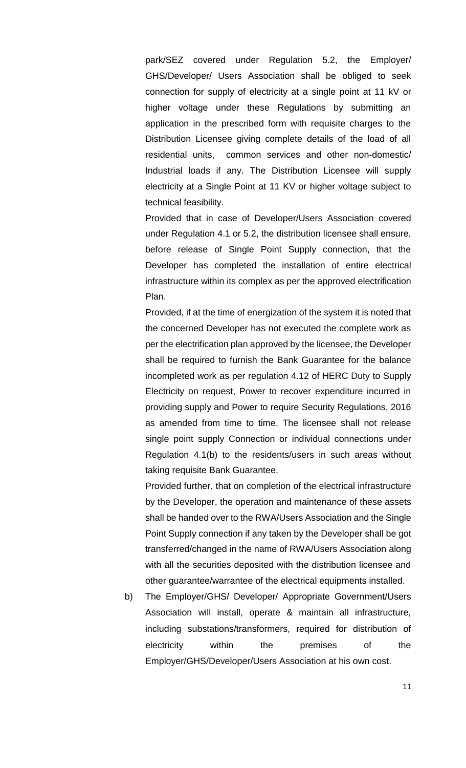park/SEZ covered under Regulation 5.2, the Employer/ GHS/Developer/ Users Association shall be obliged to seek connection for supply of electricity at a single point at 11 kV or higher voltage under these Regulations by submitting an application in the prescribed form with requisite charges to the Distribution Licensee giving complete details of the load of all residential units, common services and other non-domestic/ Industrial loads if any. The Distribution Licensee will supply electricity at a Single Point at 11 KV or higher voltage subject to technical feasibility.

Provided that in case of Developer/Users Association covered under Regulation 4.1 or 5.2, the distribution licensee shall ensure, before release of Single Point Supply connection, that the Developer has completed the installation of entire electrical infrastructure within its complex as per the approved electrification Plan.

Provided, if at the time of energization of the system it is noted that the concerned Developer has not executed the complete work as per the electrification plan approved by the licensee, the Developer shall be required to furnish the Bank Guarantee for the balance incompleted work as per regulation 4.12 of HERC Duty to Supply Electricity on request, Power to recover expenditure incurred in providing supply and Power to require Security Regulations, 2016 as amended from time to time. The licensee shall not release single point supply Connection or individual connections under Regulation 4.1(b) to the residents/users in such areas without taking requisite Bank Guarantee.

Provided further, that on completion of the electrical infrastructure by the Developer, the operation and maintenance of these assets shall be handed over to the RWA/Users Association and the Single Point Supply connection if any taken by the Developer shall be got transferred/changed in the name of RWA/Users Association along with all the securities deposited with the distribution licensee and other guarantee/warrantee of the electrical equipments installed.

b) The Employer/GHS/ Developer/ Appropriate Government/Users Association will install, operate & maintain all infrastructure, including substations/transformers, required for distribution of electricity within the premises of the Employer/GHS/Developer/Users Association at his own cost.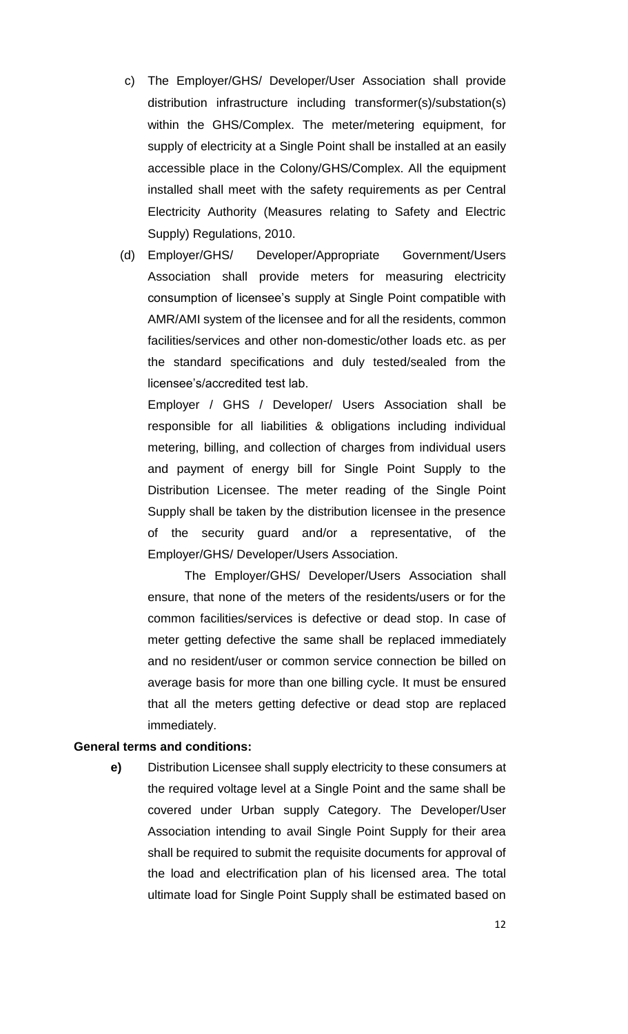c) The Employer/GHS/ Developer/User Association shall provide distribution infrastructure including transformer(s)/substation(s) within the GHS/Complex. The meter/metering equipment, for supply of electricity at a Single Point shall be installed at an easily accessible place in the Colony/GHS/Complex. All the equipment installed shall meet with the safety requirements as per Central Electricity Authority (Measures relating to Safety and Electric Supply) Regulations, 2010.

(d) Employer/GHS/ Developer/Appropriate Government/Users Association shall provide meters for measuring electricity consumption of licensee's supply at Single Point compatible with AMR/AMI system of the licensee and for all the residents, common facilities/services and other non-domestic/other loads etc. as per the standard specifications and duly tested/sealed from the licensee's/accredited test lab.

Employer / GHS / Developer/ Users Association shall be responsible for all liabilities & obligations including individual metering, billing, and collection of charges from individual users and payment of energy bill for Single Point Supply to the Distribution Licensee. The meter reading of the Single Point Supply shall be taken by the distribution licensee in the presence of the security guard and/or a representative, of the Employer/GHS/ Developer/Users Association.

The Employer/GHS/ Developer/Users Association shall ensure, that none of the meters of the residents/users or for the common facilities/services is defective or dead stop. In case of meter getting defective the same shall be replaced immediately and no resident/user or common service connection be billed on average basis for more than one billing cycle. It must be ensured that all the meters getting defective or dead stop are replaced immediately.

**General terms and conditions:**

**e)** Distribution Licensee shall supply electricity to these consumers at the required voltage level at a Single Point and the same shall be covered under Urban supply Category. The Developer/User Association intending to avail Single Point Supply for their area shall be required to submit the requisite documents for approval of the load and electrification plan of his licensed area. The total ultimate load for Single Point Supply shall be estimated based on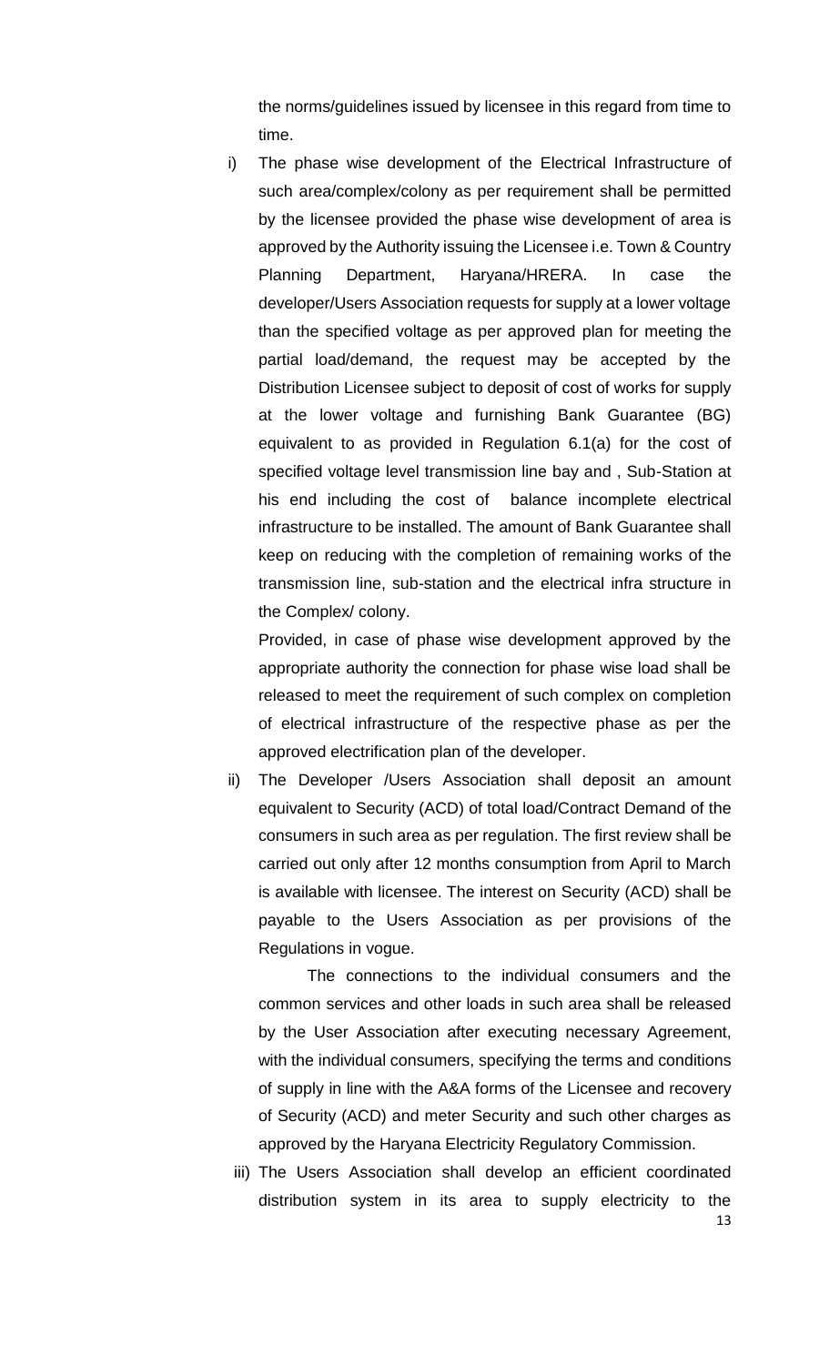the norms/guidelines issued by licensee in this regard from time to time.

i) The phase wise development of the Electrical Infrastructure of such area/complex/colony as per requirement shall be permitted by the licensee provided the phase wise development of area is approved by the Authority issuing the Licensee i.e. Town & Country Planning Department, Haryana/HRERA. In case the developer/Users Association requests for supply at a lower voltage than the specified voltage as per approved plan for meeting the partial load/demand, the request may be accepted by the Distribution Licensee subject to deposit of cost of works for supply at the lower voltage and furnishing Bank Guarantee (BG) equivalent to as provided in Regulation 6.1(a) for the cost of specified voltage level transmission line bay and , Sub-Station at his end including the cost of balance incomplete electrical infrastructure to be installed. The amount of Bank Guarantee shall keep on reducing with the completion of remaining works of the transmission line, sub-station and the electrical infra structure in the Complex/ colony.

   Provided, in case of phase wise development approved by the appropriate authority the connection for phase wise load shall be released to meet the requirement of such complex on completion of electrical infrastructure of the respective phase as per the approved electrification plan of the developer.

ii) The Developer /Users Association shall deposit an amount equivalent to Security (ACD) of total load/Contract Demand of the consumers in such area as per regulation. The first review shall be carried out only after 12 months consumption from April to March is available with licensee. The interest on Security (ACD) shall be payable to the Users Association as per provisions of the Regulations in vogue.

   The connections to the individual consumers and the common services and other loads in such area shall be released by the User Association after executing necessary Agreement, with the individual consumers, specifying the terms and conditions of supply in line with the A&A forms of the Licensee and recovery of Security (ACD) and meter Security and such other charges as approved by the Haryana Electricity Regulatory Commission.

iii) The Users Association shall develop an efficient coordinated distribution system in its area to supply electricity to the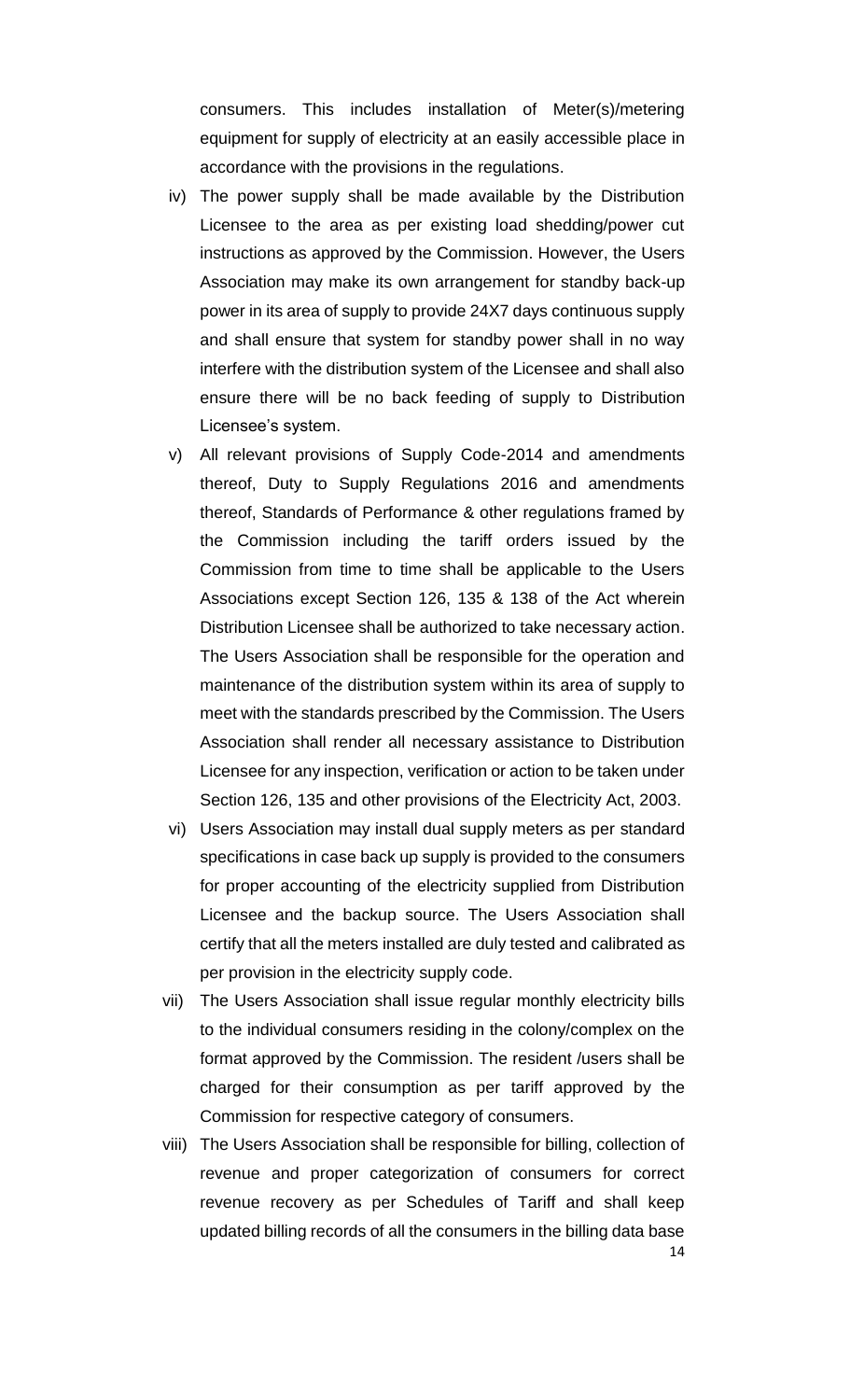consumers. This includes installation of Meter(s)/metering equipment for supply of electricity at an easily accessible place in accordance with the provisions in the regulations.

iv) The power supply shall be made available by the Distribution Licensee to the area as per existing load shedding/power cut instructions as approved by the Commission. However, the Users Association may make its own arrangement for standby back-up power in its area of supply to provide 24X7 days continuous supply and shall ensure that system for standby power shall in no way interfere with the distribution system of the Licensee and shall also ensure there will be no back feeding of supply to Distribution Licensee's system.

v) All relevant provisions of Supply Code-2014 and amendments thereof, Duty to Supply Regulations 2016 and amendments thereof, Standards of Performance & other regulations framed by the Commission including the tariff orders issued by the Commission from time to time shall be applicable to the Users Associations except Section 126, 135 & 138 of the Act wherein Distribution Licensee shall be authorized to take necessary action. The Users Association shall be responsible for the operation and maintenance of the distribution system within its area of supply to meet with the standards prescribed by the Commission. The Users Association shall render all necessary assistance to Distribution Licensee for any inspection, verification or action to be taken under Section 126, 135 and other provisions of the Electricity Act, 2003.

vi) Users Association may install dual supply meters as per standard specifications in case back up supply is provided to the consumers for proper accounting of the electricity supplied from Distribution Licensee and the backup source. The Users Association shall certify that all the meters installed are duly tested and calibrated as per provision in the electricity supply code.

vii) The Users Association shall issue regular monthly electricity bills to the individual consumers residing in the colony/complex on the format approved by the Commission. The resident /users shall be charged for their consumption as per tariff approved by the Commission for respective category of consumers.

viii) The Users Association shall be responsible for billing, collection of revenue and proper categorization of consumers for correct revenue recovery as per Schedules of Tariff and shall keep updated billing records of all the consumers in the billing data base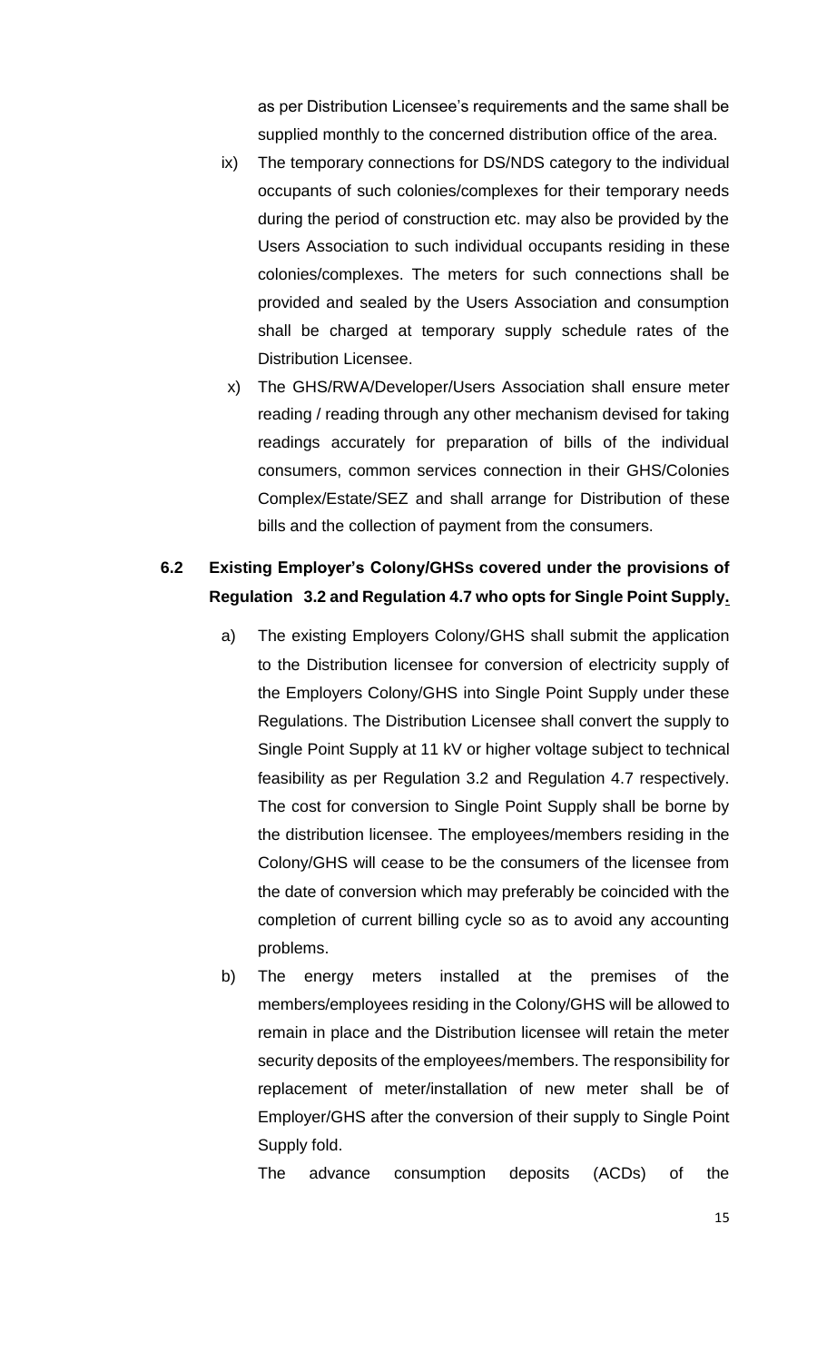as per Distribution Licensee's requirements and the same shall be supplied monthly to the concerned distribution office of the area.

ix) The temporary connections for DS/NDS category to the individual occupants of such colonies/complexes for their temporary needs during the period of construction etc. may also be provided by the Users Association to such individual occupants residing in these colonies/complexes. The meters for such connections shall be provided and sealed by the Users Association and consumption shall be charged at temporary supply schedule rates of the Distribution Licensee.

x) The GHS/RWA/Developer/Users Association shall ensure meter reading / reading through any other mechanism devised for taking readings accurately for preparation of bills of the individual consumers, common services connection in their GHS/Colonies Complex/Estate/SEZ and shall arrange for Distribution of these bills and the collection of payment from the consumers.

### 6.2 Existing Employer's Colony/GHSs covered under the provisions of Regulation 3.2 and Regulation 4.7 who opts for Single Point Supply.

a) The existing Employers Colony/GHS shall submit the application to the Distribution licensee for conversion of electricity supply of the Employers Colony/GHS into Single Point Supply under these Regulations. The Distribution Licensee shall convert the supply to Single Point Supply at 11 kV or higher voltage subject to technical feasibility as per Regulation 3.2 and Regulation 4.7 respectively. The cost for conversion to Single Point Supply shall be borne by the distribution licensee. The employees/members residing in the Colony/GHS will cease to be the consumers of the licensee from the date of conversion which may preferably be coincided with the completion of current billing cycle so as to avoid any accounting problems.

b) The energy meters installed at the premises of the members/employees residing in the Colony/GHS will be allowed to remain in place and the Distribution licensee will retain the meter security deposits of the employees/members. The responsibility for replacement of meter/installation of new meter shall be of Employer/GHS after the conversion of their supply to Single Point Supply fold.

The advance consumption deposits (ACDs) of the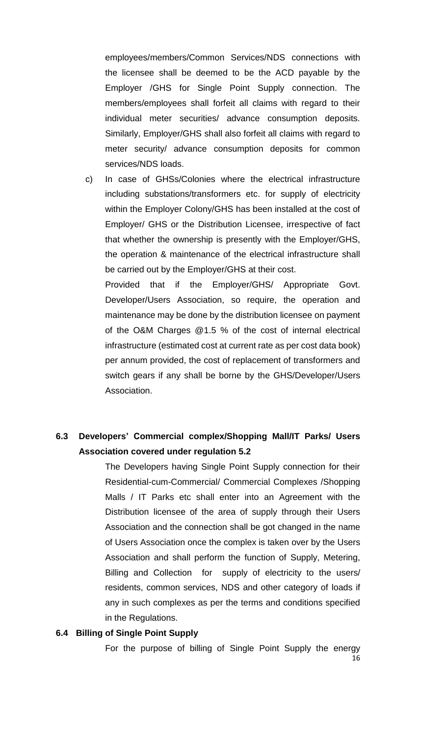employees/members/Common Services/NDS connections with the licensee shall be deemed to be the ACD payable by the Employer /GHS for Single Point Supply connection. The members/employees shall forfeit all claims with regard to their individual meter securities/ advance consumption deposits. Similarly, Employer/GHS shall also forfeit all claims with regard to meter security/ advance consumption deposits for common services/NDS loads.

c) In case of GHSs/Colonies where the electrical infrastructure including substations/transformers etc. for supply of electricity within the Employer Colony/GHS has been installed at the cost of Employer/ GHS or the Distribution Licensee, irrespective of fact that whether the ownership is presently with the Employer/GHS, the operation & maintenance of the electrical infrastructure shall be carried out by the Employer/GHS at their cost.

   Provided that if the Employer/GHS/ Appropriate Govt. Developer/Users Association, so require, the operation and maintenance may be done by the distribution licensee on payment of the O&M Charges @1.5 % of the cost of internal electrical infrastructure (estimated cost at current rate as per cost data book) per annum provided, the cost of replacement of transformers and switch gears if any shall be borne by the GHS/Developer/Users Association.

### 6.3 Developers' Commercial complex/Shopping Mall/IT Parks/ Users Association covered under regulation 5.2

The Developers having Single Point Supply connection for their Residential-cum-Commercial/ Commercial Complexes /Shopping Malls / IT Parks etc shall enter into an Agreement with the Distribution licensee of the area of supply through their Users Association and the connection shall be got changed in the name of Users Association once the complex is taken over by the Users Association and shall perform the function of Supply, Metering, Billing and Collection for supply of electricity to the users/ residents, common services, NDS and other category of loads if any in such complexes as per the terms and conditions specified in the Regulations.

### 6.4 Billing of Single Point Supply

For the purpose of billing of Single Point Supply the energy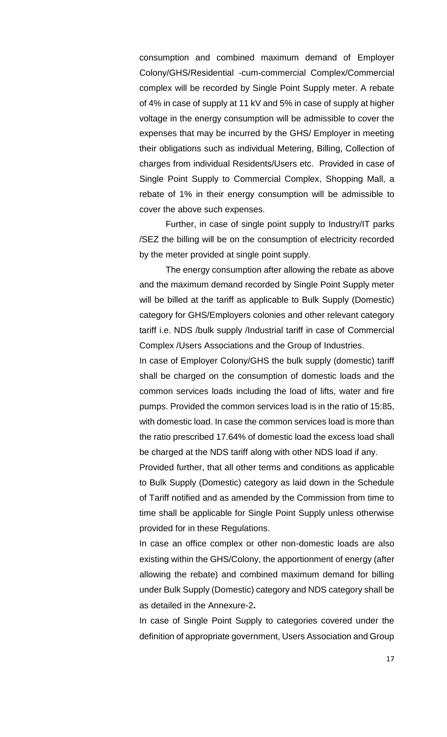consumption and combined maximum demand of Employer Colony/GHS/Residential -cum-commercial Complex/Commercial complex will be recorded by Single Point Supply meter. A rebate of 4% in case of supply at 11 kV and 5% in case of supply at higher voltage in the energy consumption will be admissible to cover the expenses that may be incurred by the GHS/ Employer in meeting their obligations such as individual Metering, Billing, Collection of charges from individual Residents/Users etc. Provided in case of Single Point Supply to Commercial Complex, Shopping Mall, a rebate of 1% in their energy consumption will be admissible to cover the above such expenses.

Further, in case of single point supply to Industry/IT parks /SEZ the billing will be on the consumption of electricity recorded by the meter provided at single point supply.

The energy consumption after allowing the rebate as above and the maximum demand recorded by Single Point Supply meter will be billed at the tariff as applicable to Bulk Supply (Domestic) category for GHS/Employers colonies and other relevant category tariff i.e. NDS /bulk supply /Industrial tariff in case of Commercial Complex /Users Associations and the Group of Industries.

In case of Employer Colony/GHS the bulk supply (domestic) tariff shall be charged on the consumption of domestic loads and the common services loads including the load of lifts, water and fire pumps. Provided the common services load is in the ratio of 15:85, with domestic load. In case the common services load is more than the ratio prescribed 17.64% of domestic load the excess load shall be charged at the NDS tariff along with other NDS load if any.

Provided further, that all other terms and conditions as applicable to Bulk Supply (Domestic) category as laid down in the Schedule of Tariff notified and as amended by the Commission from time to time shall be applicable for Single Point Supply unless otherwise provided for in these Regulations.

In case an office complex or other non-domestic loads are also existing within the GHS/Colony, the apportionment of energy (after allowing the rebate) and combined maximum demand for billing under Bulk Supply (Domestic) category and NDS category shall be as detailed in the Annexure-2**.**

In case of Single Point Supply to categories covered under the definition of appropriate government, Users Association and Group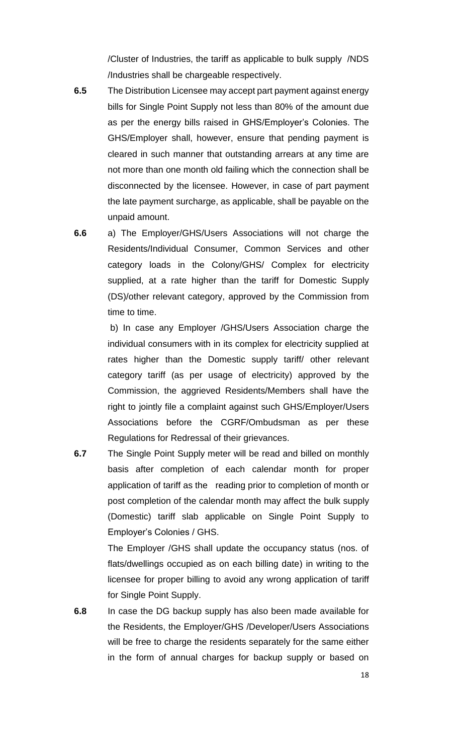/Cluster of Industries, the tariff as applicable to bulk supply /NDS /Industries shall be chargeable respectively.

**6.5** The Distribution Licensee may accept part payment against energy bills for Single Point Supply not less than 80% of the amount due as per the energy bills raised in GHS/Employer's Colonies. The GHS/Employer shall, however, ensure that pending payment is cleared in such manner that outstanding arrears at any time are not more than one month old failing which the connection shall be disconnected by the licensee. However, in case of part payment the late payment surcharge, as applicable, shall be payable on the unpaid amount.

**6.6** a) The Employer/GHS/Users Associations will not charge the Residents/Individual Consumer, Common Services and other category loads in the Colony/GHS/ Complex for electricity supplied, at a rate higher than the tariff for Domestic Supply (DS)/other relevant category, approved by the Commission from time to time.

b) In case any Employer /GHS/Users Association charge the individual consumers with in its complex for electricity supplied at rates higher than the Domestic supply tariff/ other relevant category tariff (as per usage of electricity) approved by the Commission, the aggrieved Residents/Members shall have the right to jointly file a complaint against such GHS/Employer/Users Associations before the CGRF/Ombudsman as per these Regulations for Redressal of their grievances.

**6.7** The Single Point Supply meter will be read and billed on monthly basis after completion of each calendar month for proper application of tariff as the reading prior to completion of month or post completion of the calendar month may affect the bulk supply (Domestic) tariff slab applicable on Single Point Supply to Employer's Colonies / GHS.

The Employer /GHS shall update the occupancy status (nos. of flats/dwellings occupied as on each billing date) in writing to the licensee for proper billing to avoid any wrong application of tariff for Single Point Supply.

**6.8** In case the DG backup supply has also been made available for the Residents, the Employer/GHS /Developer/Users Associations will be free to charge the residents separately for the same either in the form of annual charges for backup supply or based on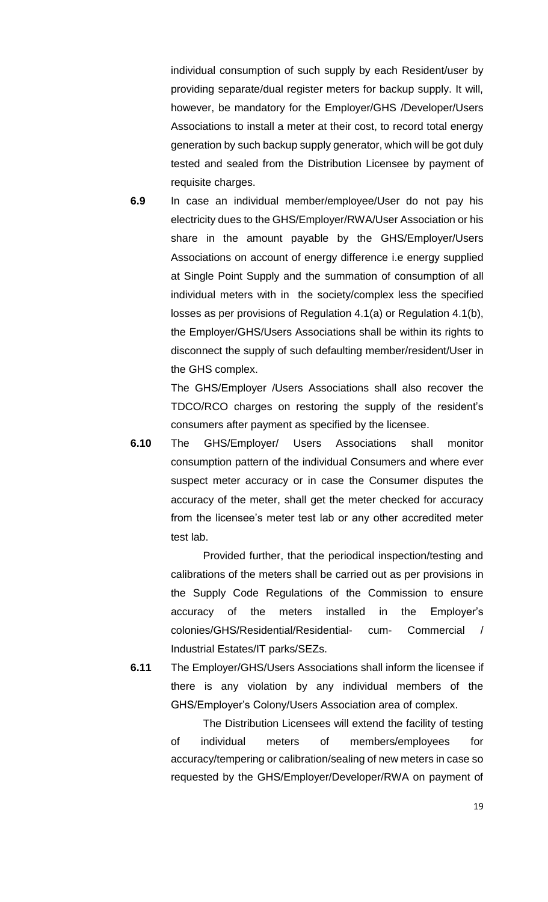individual consumption of such supply by each Resident/user by providing separate/dual register meters for backup supply. It will, however, be mandatory for the Employer/GHS /Developer/Users Associations to install a meter at their cost, to record total energy generation by such backup supply generator, which will be got duly tested and sealed from the Distribution Licensee by payment of requisite charges.

**6.9** In case an individual member/employee/User do not pay his electricity dues to the GHS/Employer/RWA/User Association or his share in the amount payable by the GHS/Employer/Users Associations on account of energy difference i.e energy supplied at Single Point Supply and the summation of consumption of all individual meters with in the society/complex less the specified losses as per provisions of Regulation 4.1(a) or Regulation 4.1(b), the Employer/GHS/Users Associations shall be within its rights to disconnect the supply of such defaulting member/resident/User in the GHS complex.

The GHS/Employer /Users Associations shall also recover the TDCO/RCO charges on restoring the supply of the resident's consumers after payment as specified by the licensee.

**6.10** The GHS/Employer/ Users Associations shall monitor consumption pattern of the individual Consumers and where ever suspect meter accuracy or in case the Consumer disputes the accuracy of the meter, shall get the meter checked for accuracy from the licensee's meter test lab or any other accredited meter test lab.

Provided further, that the periodical inspection/testing and calibrations of the meters shall be carried out as per provisions in the Supply Code Regulations of the Commission to ensure accuracy of the meters installed in the Employer's colonies/GHS/Residential/Residential- cum- Commercial / Industrial Estates/IT parks/SEZs.

**6.11** The Employer/GHS/Users Associations shall inform the licensee if there is any violation by any individual members of the GHS/Employer's Colony/Users Association area of complex.

The Distribution Licensees will extend the facility of testing of individual meters of members/employees for accuracy/tempering or calibration/sealing of new meters in case so requested by the GHS/Employer/Developer/RWA on payment of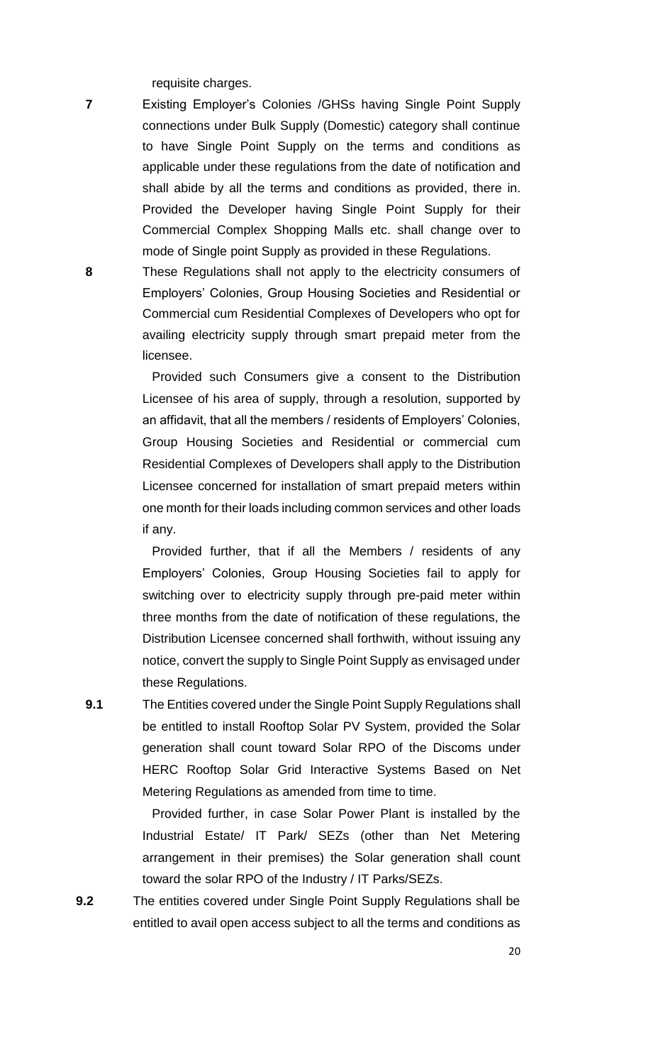requisite charges.

**7** Existing Employer's Colonies /GHSs having Single Point Supply connections under Bulk Supply (Domestic) category shall continue to have Single Point Supply on the terms and conditions as applicable under these regulations from the date of notification and shall abide by all the terms and conditions as provided, there in. Provided the Developer having Single Point Supply for their Commercial Complex Shopping Malls etc. shall change over to mode of Single point Supply as provided in these Regulations.

**8** These Regulations shall not apply to the electricity consumers of Employers' Colonies, Group Housing Societies and Residential or Commercial cum Residential Complexes of Developers who opt for availing electricity supply through smart prepaid meter from the licensee.

Provided such Consumers give a consent to the Distribution Licensee of his area of supply, through a resolution, supported by an affidavit, that all the members / residents of Employers' Colonies, Group Housing Societies and Residential or commercial cum Residential Complexes of Developers shall apply to the Distribution Licensee concerned for installation of smart prepaid meters within one month for their loads including common services and other loads if any.

Provided further, that if all the Members / residents of any Employers' Colonies, Group Housing Societies fail to apply for switching over to electricity supply through pre-paid meter within three months from the date of notification of these regulations, the Distribution Licensee concerned shall forthwith, without issuing any notice, convert the supply to Single Point Supply as envisaged under these Regulations.

**9.1** The Entities covered under the Single Point Supply Regulations shall be entitled to install Rooftop Solar PV System, provided the Solar generation shall count toward Solar RPO of the Discoms under HERC Rooftop Solar Grid Interactive Systems Based on Net Metering Regulations as amended from time to time.

Provided further, in case Solar Power Plant is installed by the Industrial Estate/ IT Park/ SEZs (other than Net Metering arrangement in their premises) the Solar generation shall count toward the solar RPO of the Industry / IT Parks/SEZs.

**9.2** The entities covered under Single Point Supply Regulations shall be entitled to avail open access subject to all the terms and conditions as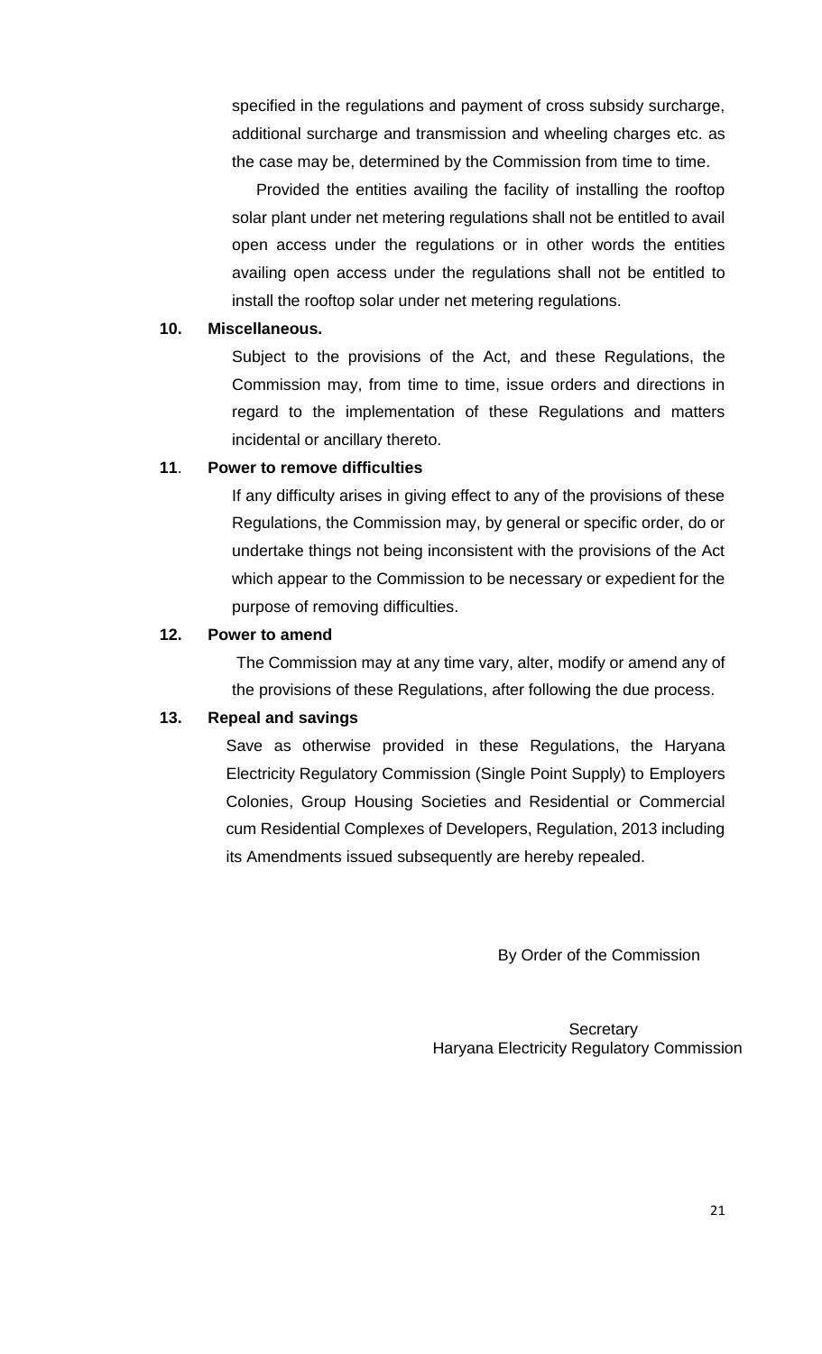specified in the regulations and payment of cross subsidy surcharge, additional surcharge and transmission and wheeling charges etc. as the case may be, determined by the Commission from time to time.

Provided the entities availing the facility of installing the rooftop solar plant under net metering regulations shall not be entitled to avail open access under the regulations or in other words the entities availing open access under the regulations shall not be entitled to install the rooftop solar under net metering regulations.

**10. Miscellaneous.**

Subject to the provisions of the Act, and these Regulations, the Commission may, from time to time, issue orders and directions in regard to the implementation of these Regulations and matters incidental or ancillary thereto.

**11. Power to remove difficulties**

If any difficulty arises in giving effect to any of the provisions of these Regulations, the Commission may, by general or specific order, do or undertake things not being inconsistent with the provisions of the Act which appear to the Commission to be necessary or expedient for the purpose of removing difficulties.

**12. Power to amend**

The Commission may at any time vary, alter, modify or amend any of the provisions of these Regulations, after following the due process.

**13. Repeal and savings**

Save as otherwise provided in these Regulations, the Haryana Electricity Regulatory Commission (Single Point Supply) to Employers Colonies, Group Housing Societies and Residential or Commercial cum Residential Complexes of Developers, Regulation, 2013 including its Amendments issued subsequently are hereby repealed.

By Order of the Commission

Secretary
Haryana Electricity Regulatory Commission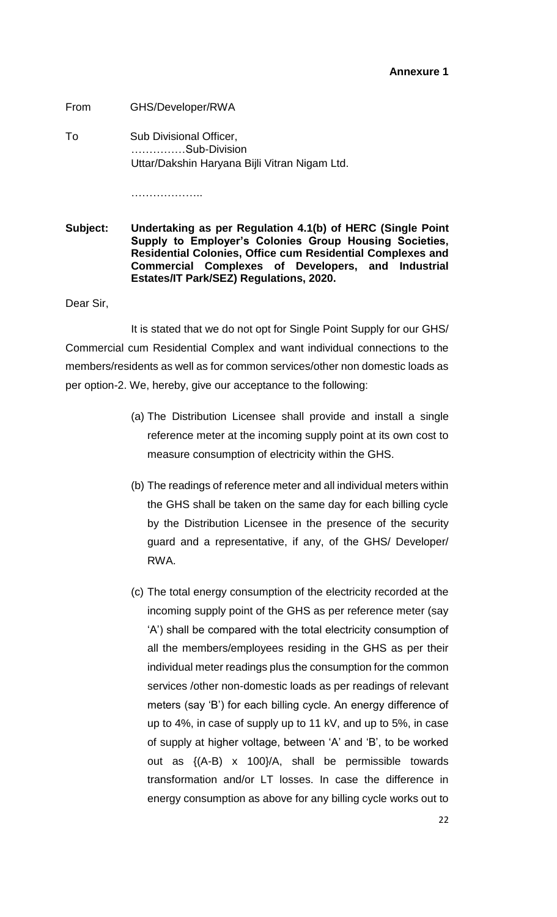**Annexure 1**

From GHS/Developer/RWA

To Sub Divisional Officer,
……………Sub-Division
Uttar/Dakshin Haryana Bijli Vitran Nigam Ltd.

………………..

**Subject: Undertaking as per Regulation 4.1(b) of HERC (Single Point Supply to Employer's Colonies Group Housing Societies, Residential Colonies, Office cum Residential Complexes and Commercial Complexes of Developers, and Industrial Estates/IT Park/SEZ) Regulations, 2020.**

Dear Sir,

It is stated that we do not opt for Single Point Supply for our GHS/ Commercial cum Residential Complex and want individual connections to the members/residents as well as for common services/other non domestic loads as per option-2. We, hereby, give our acceptance to the following:

(a) The Distribution Licensee shall provide and install a single reference meter at the incoming supply point at its own cost to measure consumption of electricity within the GHS.

(b) The readings of reference meter and all individual meters within the GHS shall be taken on the same day for each billing cycle by the Distribution Licensee in the presence of the security guard and a representative, if any, of the GHS/ Developer/ RWA.

(c) The total energy consumption of the electricity recorded at the incoming supply point of the GHS as per reference meter (say 'A') shall be compared with the total electricity consumption of all the members/employees residing in the GHS as per their individual meter readings plus the consumption for the common services /other non-domestic loads as per readings of relevant meters (say 'B') for each billing cycle. An energy difference of up to 4%, in case of supply up to 11 kV, and up to 5%, in case of supply at higher voltage, between 'A' and 'B', to be worked out as $\{(A-B) \times 100\}/A$, shall be permissible towards transformation and/or LT losses. In case the difference in energy consumption as above for any billing cycle works out to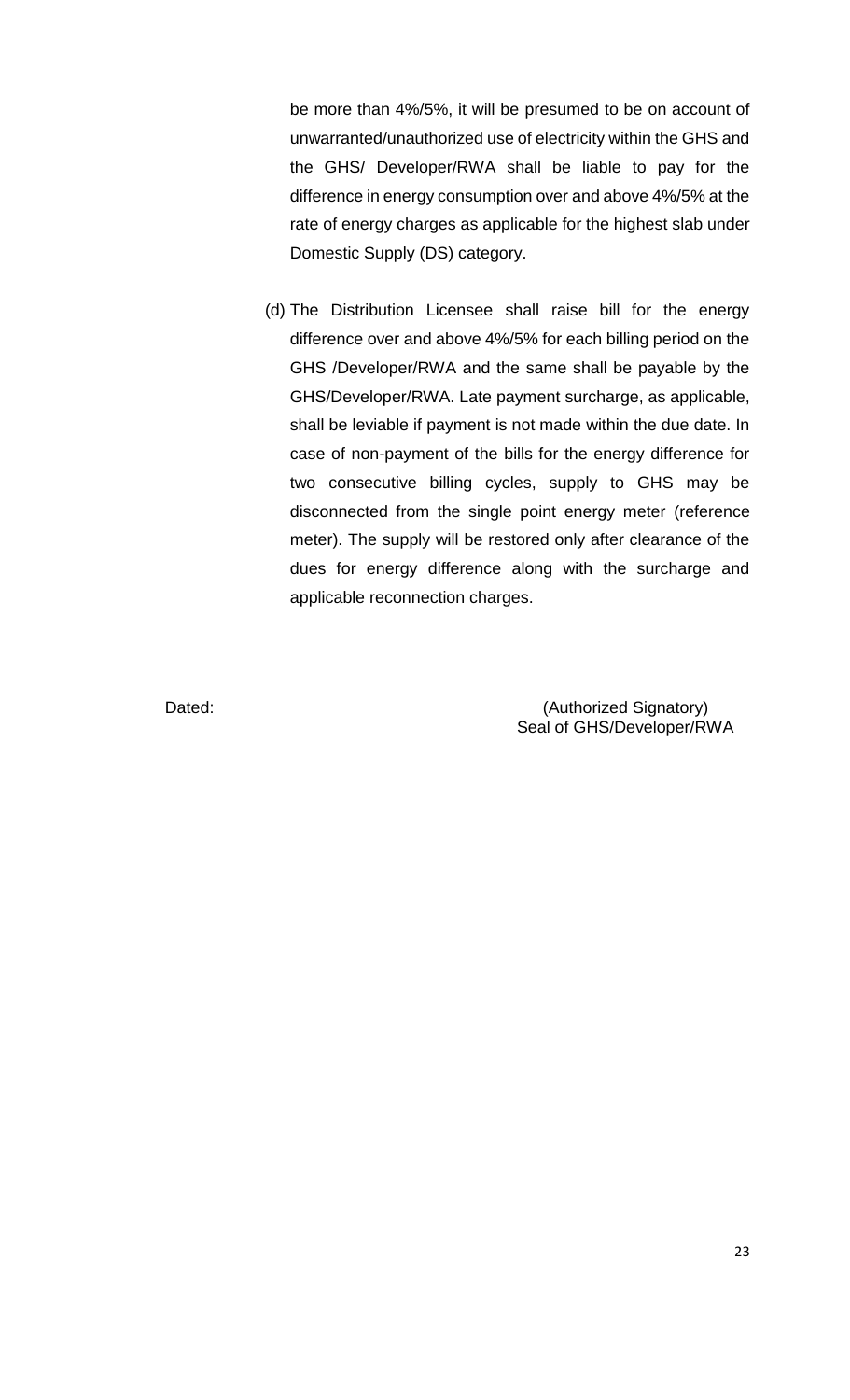be more than 4%/5%, it will be presumed to be on account of unwarranted/unauthorized use of electricity within the GHS and the GHS/ Developer/RWA shall be liable to pay for the difference in energy consumption over and above 4%/5% at the rate of energy charges as applicable for the highest slab under Domestic Supply (DS) category.

(d) The Distribution Licensee shall raise bill for the energy difference over and above 4%/5% for each billing period on the GHS /Developer/RWA and the same shall be payable by the GHS/Developer/RWA. Late payment surcharge, as applicable, shall be leviable if payment is not made within the due date. In case of non-payment of the bills for the energy difference for two consecutive billing cycles, supply to GHS may be disconnected from the single point energy meter (reference meter). The supply will be restored only after clearance of the dues for energy difference along with the surcharge and applicable reconnection charges.

Dated:

(Authorized Signatory)
Seal of GHS/Developer/RWA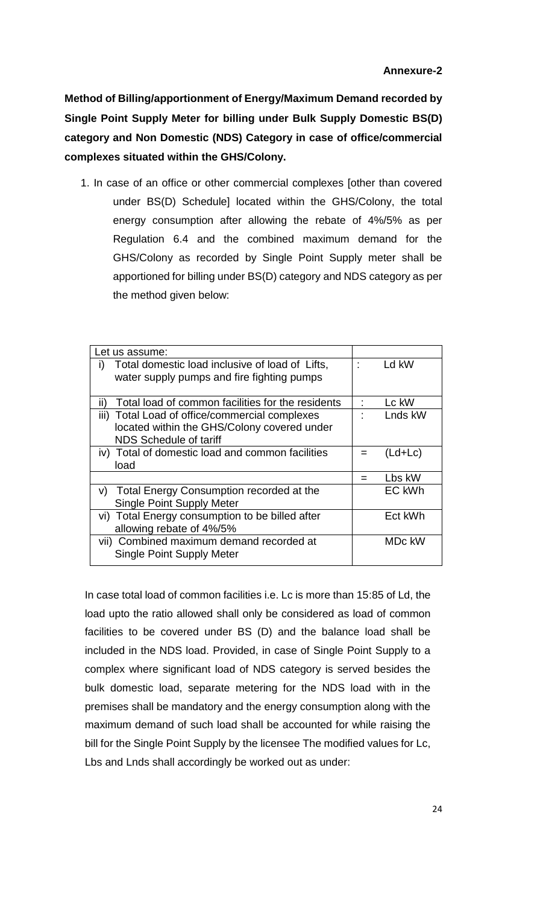**Annexure-2**

**Method of Billing/apportionment of Energy/Maximum Demand recorded by Single Point Supply Meter for billing under Bulk Supply Domestic BS(D) category and Non Domestic (NDS) Category in case of office/commercial complexes situated within the GHS/Colony.**

1. In case of an office or other commercial complexes [other than covered under BS(D) Schedule] located within the GHS/Colony, the total energy consumption after allowing the rebate of 4%/5% as per Regulation 6.4 and the combined maximum demand for the GHS/Colony as recorded by Single Point Supply meter shall be apportioned for billing under BS(D) category and NDS category as per the method given below:

| Let us assume: | | |
|---|---|---|
| i) Total domestic load inclusive of load of Lifts, water supply pumps and fire fighting pumps | : | Ld kW |
| ii) Total load of common facilities for the residents | : | Lc kW |
| iii) Total Load of office/commercial complexes located within the GHS/Colony covered under NDS Schedule of tariff | : | Lnds kW |
| iv) Total of domestic load and common facilities load | = | (Ld+Lc) |
| | = | Lbs kW |
| v) Total Energy Consumption recorded at the Single Point Supply Meter | | EC kWh |
| vi) Total Energy consumption to be billed after allowing rebate of 4%/5% | | Ect kWh |
| vii) Combined maximum demand recorded at Single Point Supply Meter | | MDc kW |

In case total load of common facilities i.e. Lc is more than 15:85 of Ld, the load upto the ratio allowed shall only be considered as load of common facilities to be covered under BS (D) and the balance load shall be included in the NDS load. Provided, in case of Single Point Supply to a complex where significant load of NDS category is served besides the bulk domestic load, separate metering for the NDS load with in the premises shall be mandatory and the energy consumption along with the maximum demand of such load shall be accounted for while raising the bill for the Single Point Supply by the licensee The modified values for Lc, Lbs and Lnds shall accordingly be worked out as under: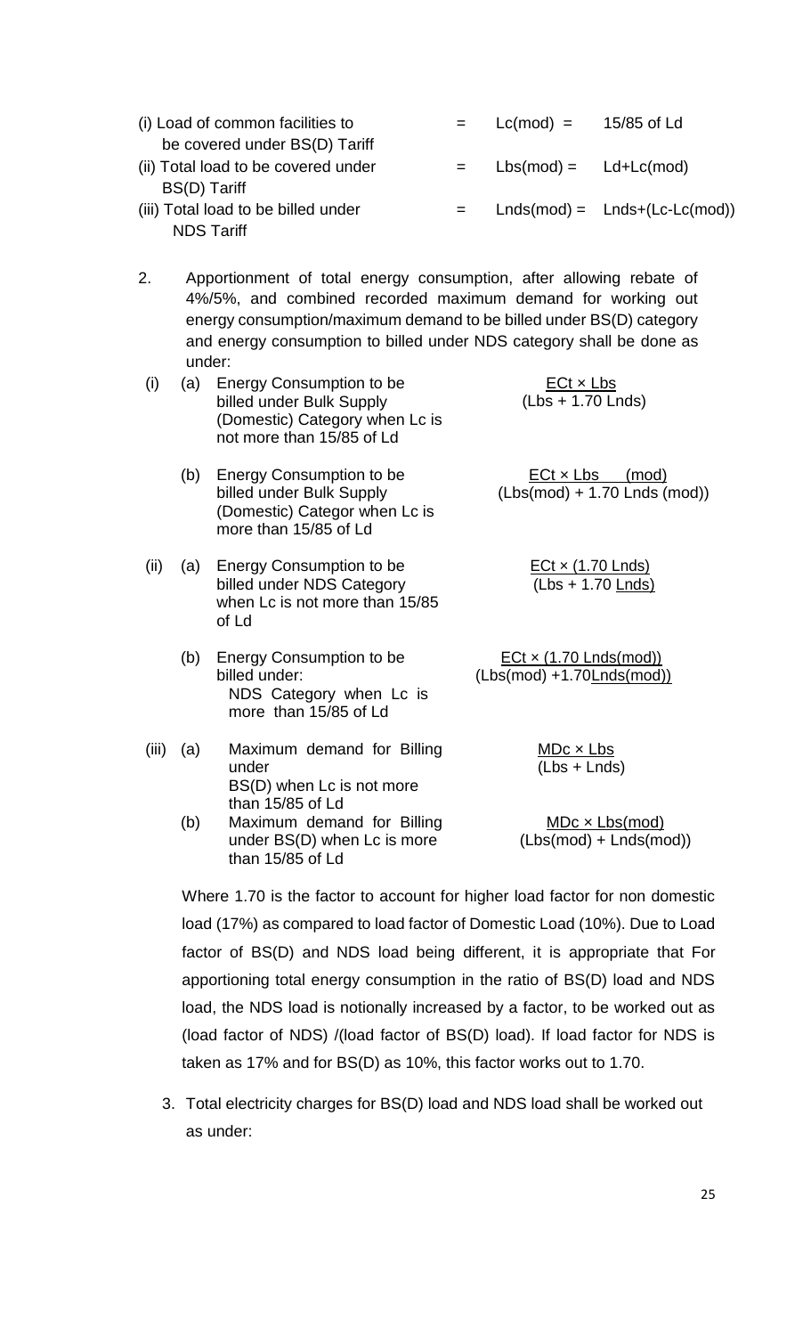(i) Load of common facilities to be covered under BS(D) Tariff = $Lc(mod)$ = 15/85 of Ld

(ii) Total load to be covered under BS(D) Tariff = $Lbs(mod)$ = $Ld+Lc(mod)$

(iii) Total load to be billed under NDS Tariff = $Lnds(mod)$ = $Lnds+(Lc-Lc(mod))$

2. Apportionment of total energy consumption, after allowing rebate of 4%/5%, and combined recorded maximum demand for working out energy consumption/maximum demand to be billed under BS(D) category and energy consumption to billed under NDS category shall be done as under:

(i) (a) Energy Consumption to be billed under Bulk Supply (Domestic) Category when Lc is not more than 15/85 of Ld

$$\frac{ECt \times Lbs}{(Lbs + 1.70\ Lnds)}$$

(b) Energy Consumption to be billed under Bulk Supply (Domestic) Categor when Lc is more than 15/85 of Ld

$$\frac{ECt \times Lbs\ (mod)}{(Lbs(mod) + 1.70\ Lnds\ (mod))}$$

(ii) (a) Energy Consumption to be billed under NDS Category when Lc is not more than 15/85 of Ld

$$\frac{ECt \times (1.70\ Lnds)}{(Lbs + 1.70\ Lnds)}$$

(b) Energy Consumption to be billed under: NDS Category when Lc is more than 15/85 of Ld

$$\frac{ECt \times (1.70\ Lnds(mod))}{(Lbs(mod) + 1.70 Lnds(mod))}$$

(iii) (a) Maximum demand for Billing under BS(D) when Lc is not more than 15/85 of Ld

$$\frac{MDc \times Lbs}{(Lbs + Lnds)}$$

(b) Maximum demand for Billing under BS(D) when Lc is more than 15/85 of Ld

$$\frac{MDc \times Lbs(mod)}{(Lbs(mod) + Lnds(mod))}$$

Where 1.70 is the factor to account for higher load factor for non domestic load (17%) as compared to load factor of Domestic Load (10%). Due to Load factor of BS(D) and NDS load being different, it is appropriate that For apportioning total energy consumption in the ratio of BS(D) load and NDS load, the NDS load is notionally increased by a factor, to be worked out as (load factor of NDS) /(load factor of BS(D) load). If load factor for NDS is taken as 17% and for BS(D) as 10%, this factor works out to 1.70.

3. Total electricity charges for BS(D) load and NDS load shall be worked out as under: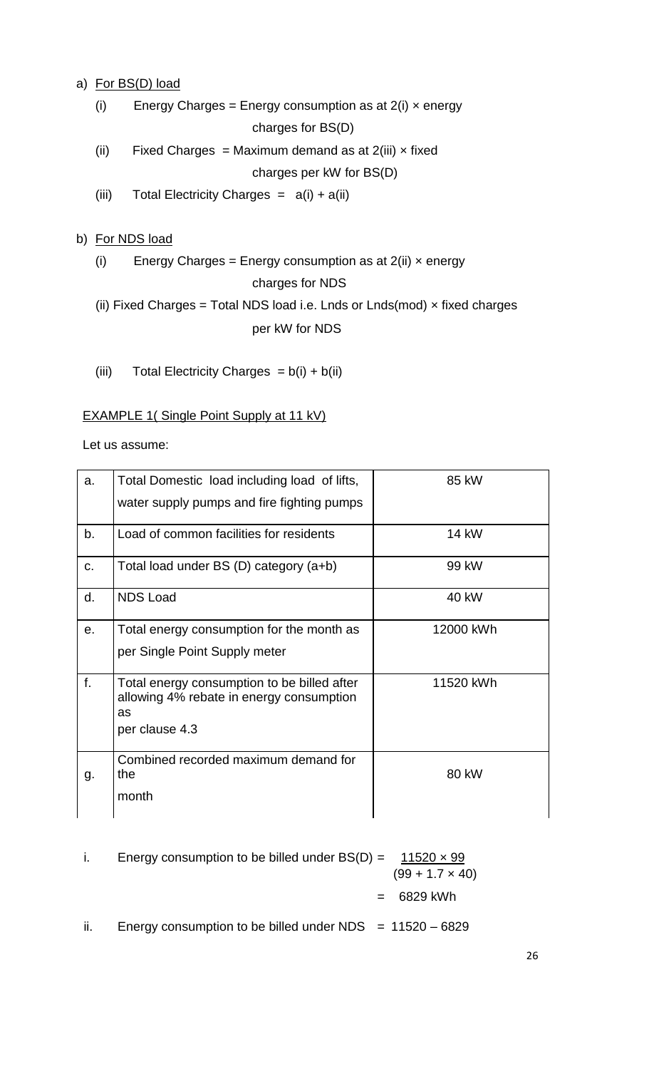a) <u>For BS(D) load</u>

(i) Energy Charges = Energy consumption as at 2(i) × energy charges for BS(D)

(ii) Fixed Charges = Maximum demand as at 2(iii) × fixed charges per kW for BS(D)

(iii) Total Electricity Charges = a(i) + a(ii)

b) <u>For NDS load</u>

(i) Energy Charges = Energy consumption as at 2(ii) × energy charges for NDS

(ii) Fixed Charges = Total NDS load i.e. Lnds or Lnds(mod) × fixed charges per kW for NDS

(iii) Total Electricity Charges = b(i) + b(ii)

<u>EXAMPLE 1( Single Point Supply at 11 kV)</u>

Let us assume:

| | | |
|---|---|---|
| a. | Total Domestic load including load of lifts, water supply pumps and fire fighting pumps | 85 kW |
| b. | Load of common facilities for residents | 14 kW |
| c. | Total load under BS (D) category (a+b) | 99 kW |
| d. | NDS Load | 40 kW |
| e. | Total energy consumption for the month as per Single Point Supply meter | 12000 kWh |
| f. | Total energy consumption to be billed after allowing 4% rebate in energy consumption as per clause 4.3 | 11520 kWh |
| g. | Combined recorded maximum demand for the month | 80 kW |

i. Energy consumption to be billed under BS(D) = $\frac{11520 \times 99}{(99 + 1.7 \times 40)}$

= 6829 kWh

ii. Energy consumption to be billed under NDS = 11520 – 6829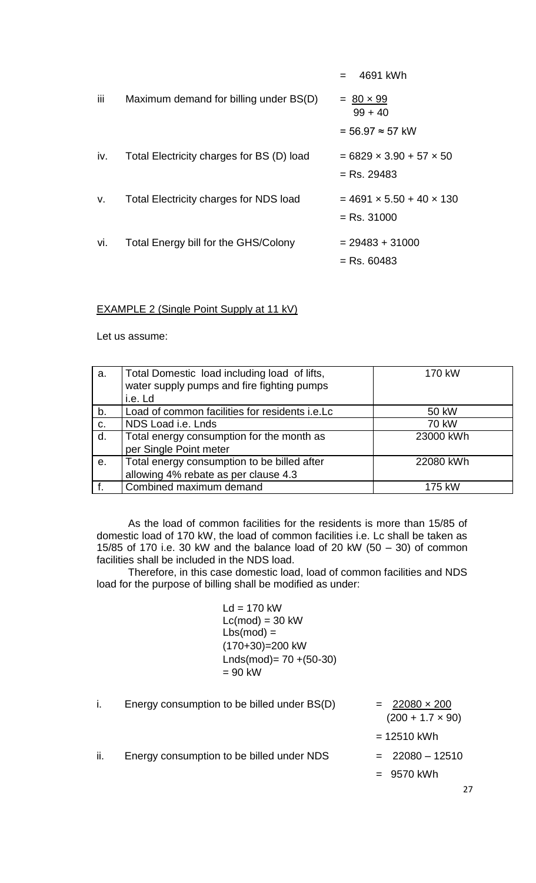$= 4691$ kWh

| | | |
|---|---|---|
| iii | Maximum demand for billing under BS(D) | $= \frac{80 \times 99}{99 + 40}$ <br> $= 56.97 \approx 57$ kW |
| iv. | Total Electricity charges for BS (D) load | $= 6829 \times 3.90 + 57 \times 50$ <br> = Rs. 29483 |
| v. | Total Electricity charges for NDS load | $= 4691 \times 5.50 + 40 \times 130$ <br> = Rs. 31000 |
| vi. | Total Energy bill for the GHS/Colony | $= 29483 + 31000$ <br> = Rs. 60483 |

EXAMPLE 2 (Single Point Supply at 11 kV)

Let us assume:

| | | |
|---|---|---|
| a. | Total Domestic load including load of lifts, water supply pumps and fire fighting pumps i.e. Ld | 170 kW |
| b. | Load of common facilities for residents i.e.Lc | 50 kW |
| c. | NDS Load i.e. Lnds | 70 kW |
| d. | Total energy consumption for the month as per Single Point meter | 23000 kWh |
| e. | Total energy consumption to be billed after allowing 4% rebate as per clause 4.3 | 22080 kWh |
| f. | Combined maximum demand | 175 kW |

As the load of common facilities for the residents is more than 15/85 of domestic load of 170 kW, the load of common facilities i.e. Lc shall be taken as 15/85 of 170 i.e. 30 kW and the balance load of 20 kW (50 – 30) of common facilities shall be included in the NDS load.

Therefore, in this case domestic load, load of common facilities and NDS load for the purpose of billing shall be modified as under:

Ld = 170 kW
Lc(mod) = 30 kW
Lbs(mod) = (170+30)=200 kW
Lnds(mod)= 70 +(50-30) = 90 kW

| | | |
|---|---|---|
| i. | Energy consumption to be billed under BS(D) | $= \frac{22080 \times 200}{(200 + 1.7 \times 90)}$ <br> = 12510 kWh |
| ii. | Energy consumption to be billed under NDS | $= 22080 - 12510$ <br> = 9570 kWh |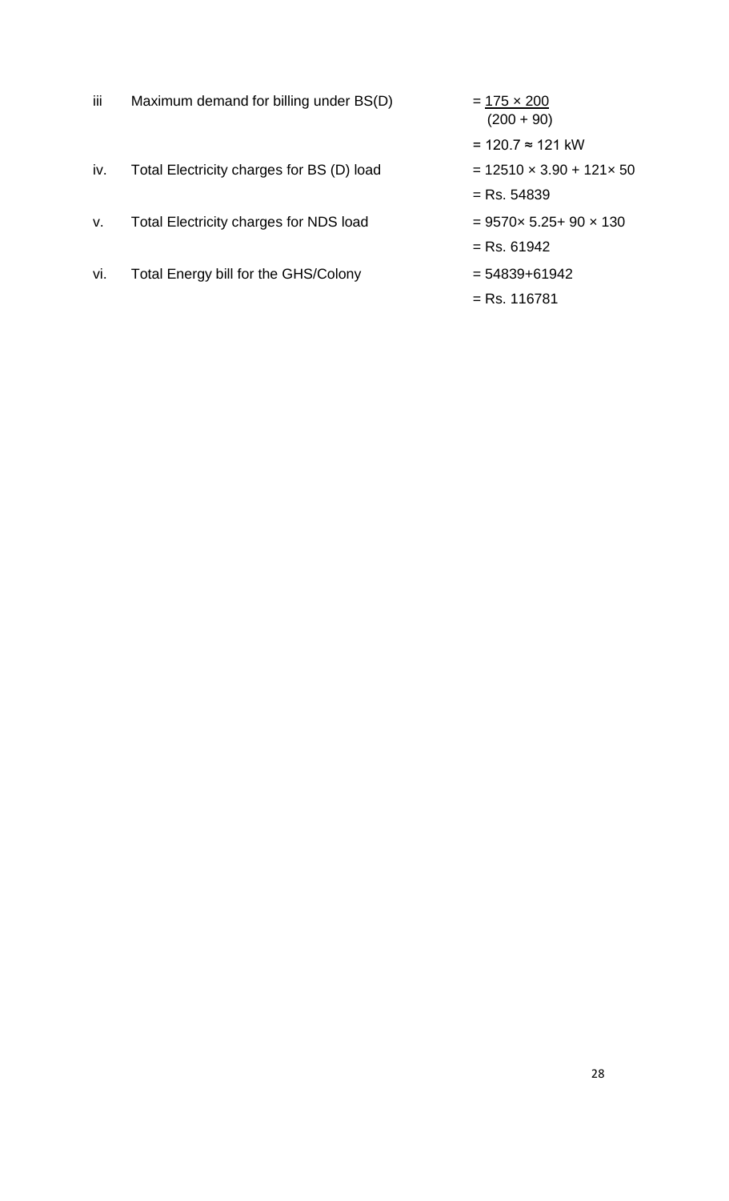| | | |
|---|---|---|
| iii | Maximum demand for billing under BS(D) | $= \frac{175 \times 200}{(200 + 90)}$ |
| | | $= 120.7 \approx 121$ kW |
| iv. | Total Electricity charges for BS (D) load | $= 12510 \times 3.90 + 121 \times 50$ |
| | | = Rs. 54839 |
| v. | Total Electricity charges for NDS load | $= 9570 \times 5.25 + 90 \times 130$ |
| | | = Rs. 61942 |
| vi. | Total Energy bill for the GHS/Colony | = 54839+61942 |
| | | = Rs. 116781 |